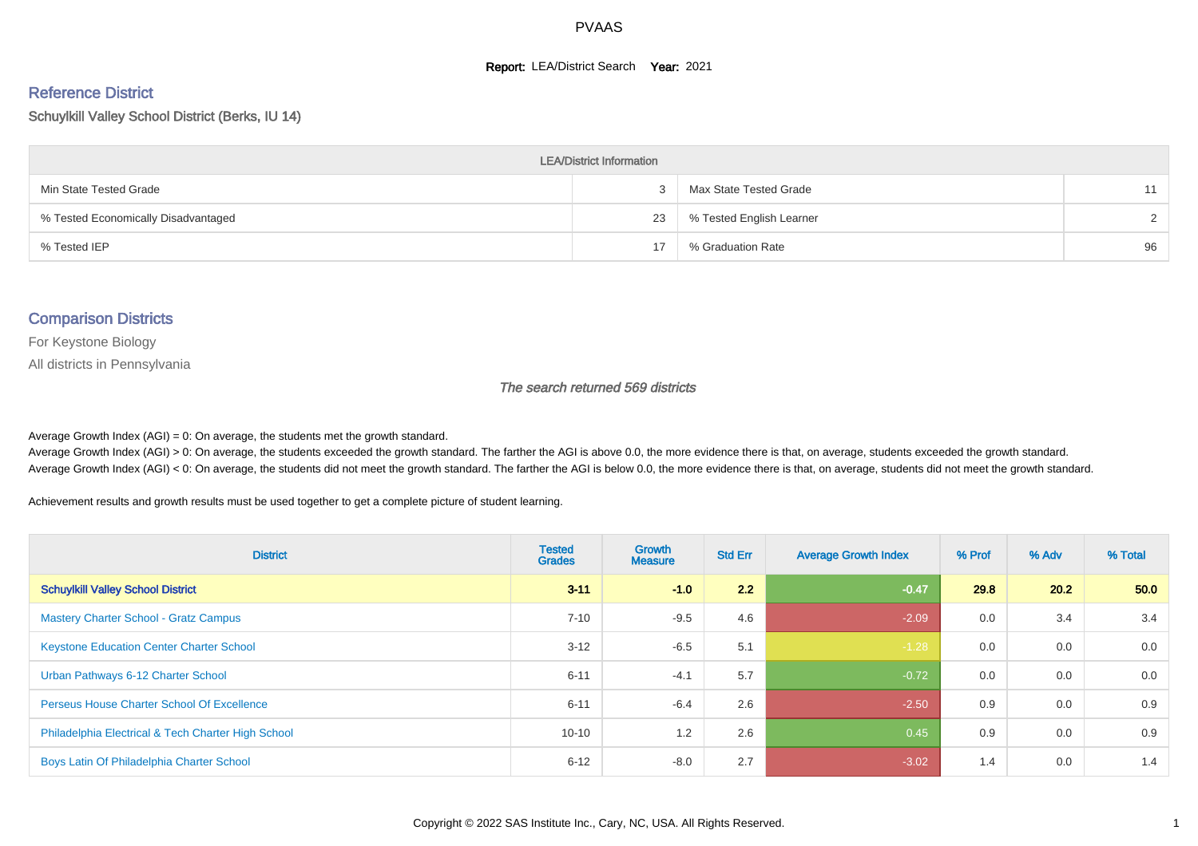# PVAAS

**Report:** LEA/District Search **Year:** 2021

## Reference District

Schuylkill Valley School District (Berks, IU 14)

| LEA/District Information | | | |
|---|---|---|---|
| Min State Tested Grade | 3 | Max State Tested Grade | 11 |
| % Tested Economically Disadvantaged | 23 | % Tested English Learner | 2 |
| % Tested IEP | 17 | % Graduation Rate | 96 |

## Comparison Districts

For Keystone Biology

All districts in Pennsylvania

*The search returned 569 districts*

Average Growth Index (AGI) = 0: On average, the students met the growth standard.

Average Growth Index (AGI) > 0: On average, the students exceeded the growth standard. The farther the AGI is above 0.0, the more evidence there is that, on average, students exceeded the growth standard.

Average Growth Index (AGI) < 0: On average, the students did not meet the growth standard. The farther the AGI is below 0.0, the more evidence there is that, on average, students did not meet the growth standard.

Achievement results and growth results must be used together to get a complete picture of student learning.

| District | Tested Grades | Growth Measure | Std Err | Average Growth Index | % Prof | % Adv | % Total |
|---|---|---|---|---|---|---|---|
| **Schuylkill Valley School District** | **3-11** | **-1.0** | **2.2** | **-0.47** | **29.8** | **20.2** | **50.0** |
| Mastery Charter School - Gratz Campus | 7-10 | -9.5 | 4.6 | -2.09 | 0.0 | 3.4 | 3.4 |
| Keystone Education Center Charter School | 3-12 | -6.5 | 5.1 | -1.28 | 0.0 | 0.0 | 0.0 |
| Urban Pathways 6-12 Charter School | 6-11 | -4.1 | 5.7 | -0.72 | 0.0 | 0.0 | 0.0 |
| Perseus House Charter School Of Excellence | 6-11 | -6.4 | 2.6 | -2.50 | 0.9 | 0.0 | 0.9 |
| Philadelphia Electrical & Tech Charter High School | 10-10 | 1.2 | 2.6 | 0.45 | 0.9 | 0.0 | 0.9 |
| Boys Latin Of Philadelphia Charter School | 6-12 | -8.0 | 2.7 | -3.02 | 1.4 | 0.0 | 1.4 |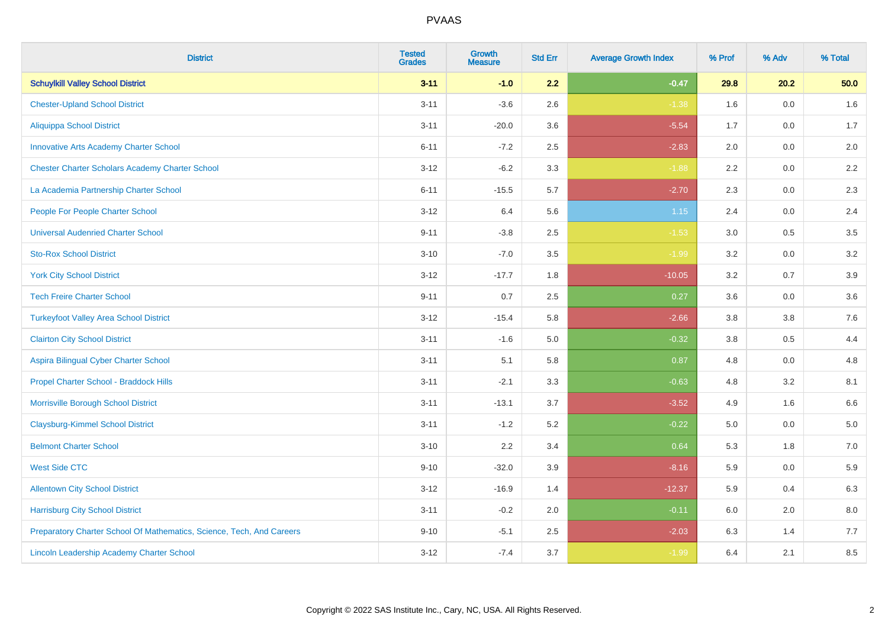# PVAAS

| District | Tested Grades | Growth Measure | Std Err | Average Growth Index | % Prof | % Adv | % Total |
|---|---|---|---|---|---|---|---|
| **Schuylkill Valley School District** | **3-11** | **-1.0** | **2.2** | **-0.47** | **29.8** | **20.2** | **50.0** |
| Chester-Upland School District | 3-11 | -3.6 | 2.6 | -1.38 | 1.6 | 0.0 | 1.6 |
| Aliquippa School District | 3-11 | -20.0 | 3.6 | -5.54 | 1.7 | 0.0 | 1.7 |
| Innovative Arts Academy Charter School | 6-11 | -7.2 | 2.5 | -2.83 | 2.0 | 0.0 | 2.0 |
| Chester Charter Scholars Academy Charter School | 3-12 | -6.2 | 3.3 | -1.88 | 2.2 | 0.0 | 2.2 |
| La Academia Partnership Charter School | 6-11 | -15.5 | 5.7 | -2.70 | 2.3 | 0.0 | 2.3 |
| People For People Charter School | 3-12 | 6.4 | 5.6 | 1.15 | 2.4 | 0.0 | 2.4 |
| Universal Audenried Charter School | 9-11 | -3.8 | 2.5 | -1.53 | 3.0 | 0.5 | 3.5 |
| Sto-Rox School District | 3-10 | -7.0 | 3.5 | -1.99 | 3.2 | 0.0 | 3.2 |
| York City School District | 3-12 | -17.7 | 1.8 | -10.05 | 3.2 | 0.7 | 3.9 |
| Tech Freire Charter School | 9-11 | 0.7 | 2.5 | 0.27 | 3.6 | 0.0 | 3.6 |
| Turkeyfoot Valley Area School District | 3-12 | -15.4 | 5.8 | -2.66 | 3.8 | 3.8 | 7.6 |
| Clairton City School District | 3-11 | -1.6 | 5.0 | -0.32 | 3.8 | 0.5 | 4.4 |
| Aspira Bilingual Cyber Charter School | 3-11 | 5.1 | 5.8 | 0.87 | 4.8 | 0.0 | 4.8 |
| Propel Charter School - Braddock Hills | 3-11 | -2.1 | 3.3 | -0.63 | 4.8 | 3.2 | 8.1 |
| Morrisville Borough School District | 3-11 | -13.1 | 3.7 | -3.52 | 4.9 | 1.6 | 6.6 |
| Claysburg-Kimmel School District | 3-11 | -1.2 | 5.2 | -0.22 | 5.0 | 0.0 | 5.0 |
| Belmont Charter School | 3-10 | 2.2 | 3.4 | 0.64 | 5.3 | 1.8 | 7.0 |
| West Side CTC | 9-10 | -32.0 | 3.9 | -8.16 | 5.9 | 0.0 | 5.9 |
| Allentown City School District | 3-12 | -16.9 | 1.4 | -12.37 | 5.9 | 0.4 | 6.3 |
| Harrisburg City School District | 3-11 | -0.2 | 2.0 | -0.11 | 6.0 | 2.0 | 8.0 |
| Preparatory Charter School Of Mathematics, Science, Tech, And Careers | 9-10 | -5.1 | 2.5 | -2.03 | 6.3 | 1.4 | 7.7 |
| Lincoln Leadership Academy Charter School | 3-12 | -7.4 | 3.7 | -1.99 | 6.4 | 2.1 | 8.5 |

Copyright © 2022 SAS Institute Inc., Cary, NC, USA. All Rights Reserved.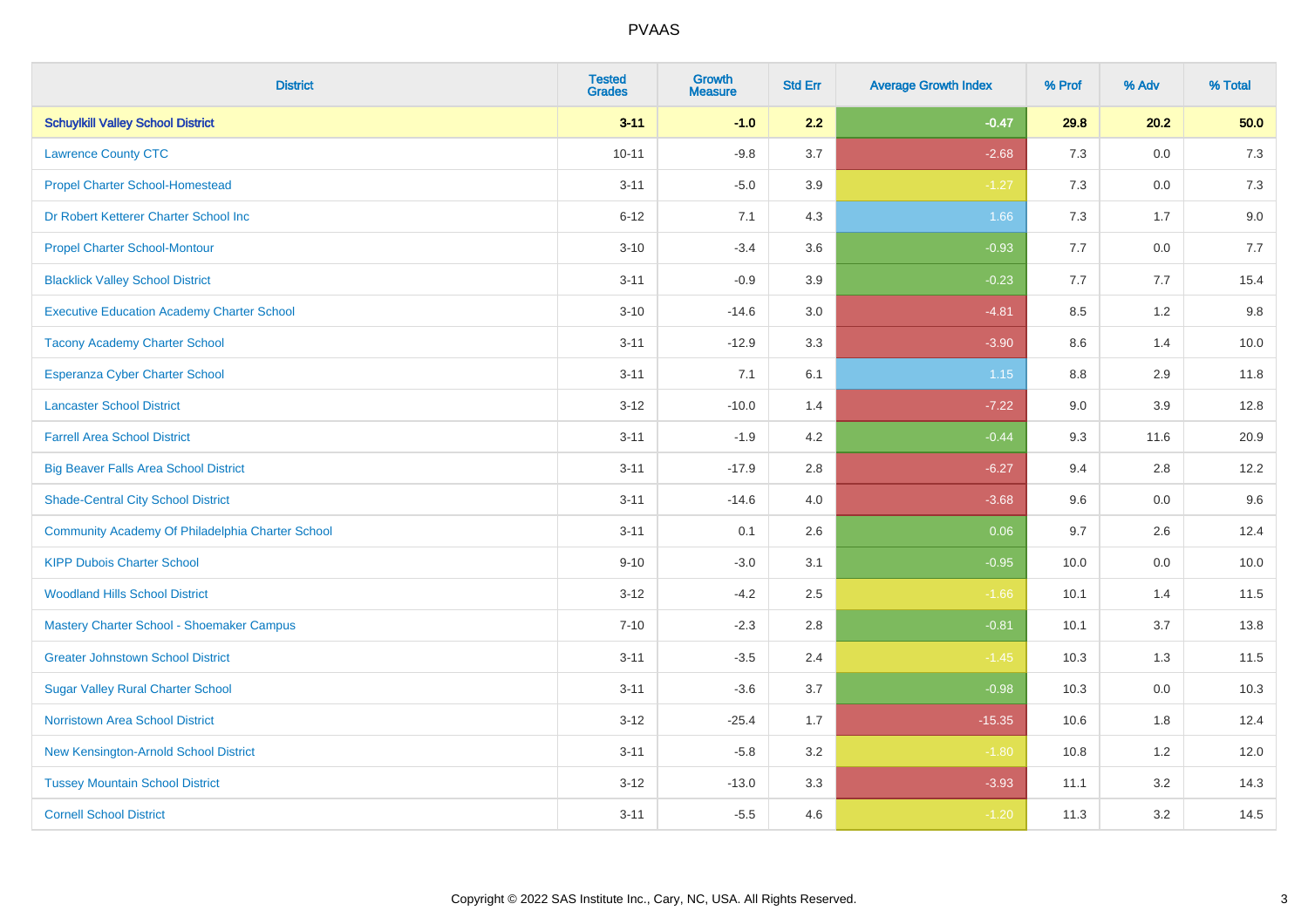| District | Tested Grades | Growth Measure | Std Err | Average Growth Index | % Prof | % Adv | % Total |
|---|---|---|---|---|---|---|---|
| **Schuylkill Valley School District** | **3-11** | **-1.0** | **2.2** | **-0.47** | **29.8** | **20.2** | **50.0** |
| Lawrence County CTC | 10-11 | -9.8 | 3.7 | -2.68 | 7.3 | 0.0 | 7.3 |
| Propel Charter School-Homestead | 3-11 | -5.0 | 3.9 | -1.27 | 7.3 | 0.0 | 7.3 |
| Dr Robert Ketterer Charter School Inc | 6-12 | 7.1 | 4.3 | 1.66 | 7.3 | 1.7 | 9.0 |
| Propel Charter School-Montour | 3-10 | -3.4 | 3.6 | -0.93 | 7.7 | 0.0 | 7.7 |
| Blacklick Valley School District | 3-11 | -0.9 | 3.9 | -0.23 | 7.7 | 7.7 | 15.4 |
| Executive Education Academy Charter School | 3-10 | -14.6 | 3.0 | -4.81 | 8.5 | 1.2 | 9.8 |
| Tacony Academy Charter School | 3-11 | -12.9 | 3.3 | -3.90 | 8.6 | 1.4 | 10.0 |
| Esperanza Cyber Charter School | 3-11 | 7.1 | 6.1 | 1.15 | 8.8 | 2.9 | 11.8 |
| Lancaster School District | 3-12 | -10.0 | 1.4 | -7.22 | 9.0 | 3.9 | 12.8 |
| Farrell Area School District | 3-11 | -1.9 | 4.2 | -0.44 | 9.3 | 11.6 | 20.9 |
| Big Beaver Falls Area School District | 3-11 | -17.9 | 2.8 | -6.27 | 9.4 | 2.8 | 12.2 |
| Shade-Central City School District | 3-11 | -14.6 | 4.0 | -3.68 | 9.6 | 0.0 | 9.6 |
| Community Academy Of Philadelphia Charter School | 3-11 | 0.1 | 2.6 | 0.06 | 9.7 | 2.6 | 12.4 |
| KIPP Dubois Charter School | 9-10 | -3.0 | 3.1 | -0.95 | 10.0 | 0.0 | 10.0 |
| Woodland Hills School District | 3-12 | -4.2 | 2.5 | -1.66 | 10.1 | 1.4 | 11.5 |
| Mastery Charter School - Shoemaker Campus | 7-10 | -2.3 | 2.8 | -0.81 | 10.1 | 3.7 | 13.8 |
| Greater Johnstown School District | 3-11 | -3.5 | 2.4 | -1.45 | 10.3 | 1.3 | 11.5 |
| Sugar Valley Rural Charter School | 3-11 | -3.6 | 3.7 | -0.98 | 10.3 | 0.0 | 10.3 |
| Norristown Area School District | 3-12 | -25.4 | 1.7 | -15.35 | 10.6 | 1.8 | 12.4 |
| New Kensington-Arnold School District | 3-11 | -5.8 | 3.2 | -1.80 | 10.8 | 1.2 | 12.0 |
| Tussey Mountain School District | 3-12 | -13.0 | 3.3 | -3.93 | 11.1 | 3.2 | 14.3 |
| Cornell School District | 3-11 | -5.5 | 4.6 | -1.20 | 11.3 | 3.2 | 14.5 |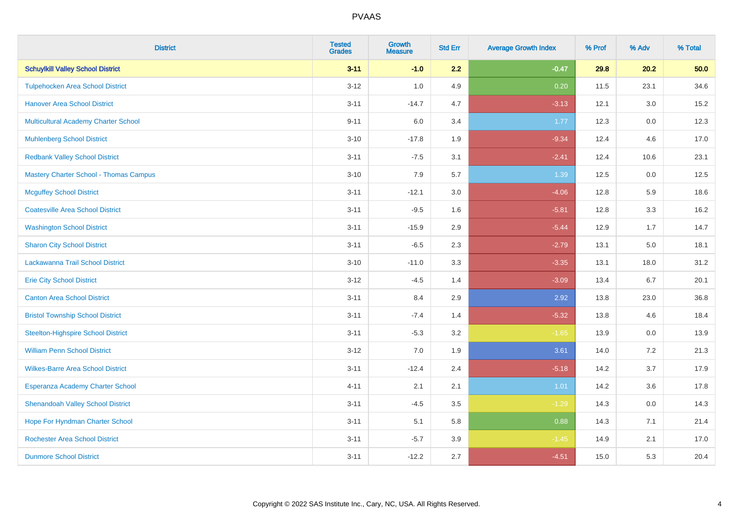PVAAS

| District | Tested Grades | Growth Measure | Std Err | Average Growth Index | % Prof | % Adv | % Total |
|---|---|---|---|---|---|---|---|
| **Schuylkill Valley School District** | **3-11** | **-1.0** | **2.2** | **-0.47** | **29.8** | **20.2** | **50.0** |
| Tulpehocken Area School District | 3-12 | 1.0 | 4.9 | 0.20 | 11.5 | 23.1 | 34.6 |
| Hanover Area School District | 3-11 | -14.7 | 4.7 | -3.13 | 12.1 | 3.0 | 15.2 |
| Multicultural Academy Charter School | 9-11 | 6.0 | 3.4 | 1.77 | 12.3 | 0.0 | 12.3 |
| Muhlenberg School District | 3-10 | -17.8 | 1.9 | -9.34 | 12.4 | 4.6 | 17.0 |
| Redbank Valley School District | 3-11 | -7.5 | 3.1 | -2.41 | 12.4 | 10.6 | 23.1 |
| Mastery Charter School - Thomas Campus | 3-10 | 7.9 | 5.7 | 1.39 | 12.5 | 0.0 | 12.5 |
| Mcguffey School District | 3-11 | -12.1 | 3.0 | -4.06 | 12.8 | 5.9 | 18.6 |
| Coatesville Area School District | 3-11 | -9.5 | 1.6 | -5.81 | 12.8 | 3.3 | 16.2 |
| Washington School District | 3-11 | -15.9 | 2.9 | -5.44 | 12.9 | 1.7 | 14.7 |
| Sharon City School District | 3-11 | -6.5 | 2.3 | -2.79 | 13.1 | 5.0 | 18.1 |
| Lackawanna Trail School District | 3-10 | -11.0 | 3.3 | -3.35 | 13.1 | 18.0 | 31.2 |
| Erie City School District | 3-12 | -4.5 | 1.4 | -3.09 | 13.4 | 6.7 | 20.1 |
| Canton Area School District | 3-11 | 8.4 | 2.9 | 2.92 | 13.8 | 23.0 | 36.8 |
| Bristol Township School District | 3-11 | -7.4 | 1.4 | -5.32 | 13.8 | 4.6 | 18.4 |
| Steelton-Highspire School District | 3-11 | -5.3 | 3.2 | -1.65 | 13.9 | 0.0 | 13.9 |
| William Penn School District | 3-12 | 7.0 | 1.9 | 3.61 | 14.0 | 7.2 | 21.3 |
| Wilkes-Barre Area School District | 3-11 | -12.4 | 2.4 | -5.18 | 14.2 | 3.7 | 17.9 |
| Esperanza Academy Charter School | 4-11 | 2.1 | 2.1 | 1.01 | 14.2 | 3.6 | 17.8 |
| Shenandoah Valley School District | 3-11 | -4.5 | 3.5 | -1.29 | 14.3 | 0.0 | 14.3 |
| Hope For Hyndman Charter School | 3-11 | 5.1 | 5.8 | 0.88 | 14.3 | 7.1 | 21.4 |
| Rochester Area School District | 3-11 | -5.7 | 3.9 | -1.45 | 14.9 | 2.1 | 17.0 |
| Dunmore School District | 3-11 | -12.2 | 2.7 | -4.51 | 15.0 | 5.3 | 20.4 |

Copyright © 2022 SAS Institute Inc., Cary, NC, USA. All Rights Reserved.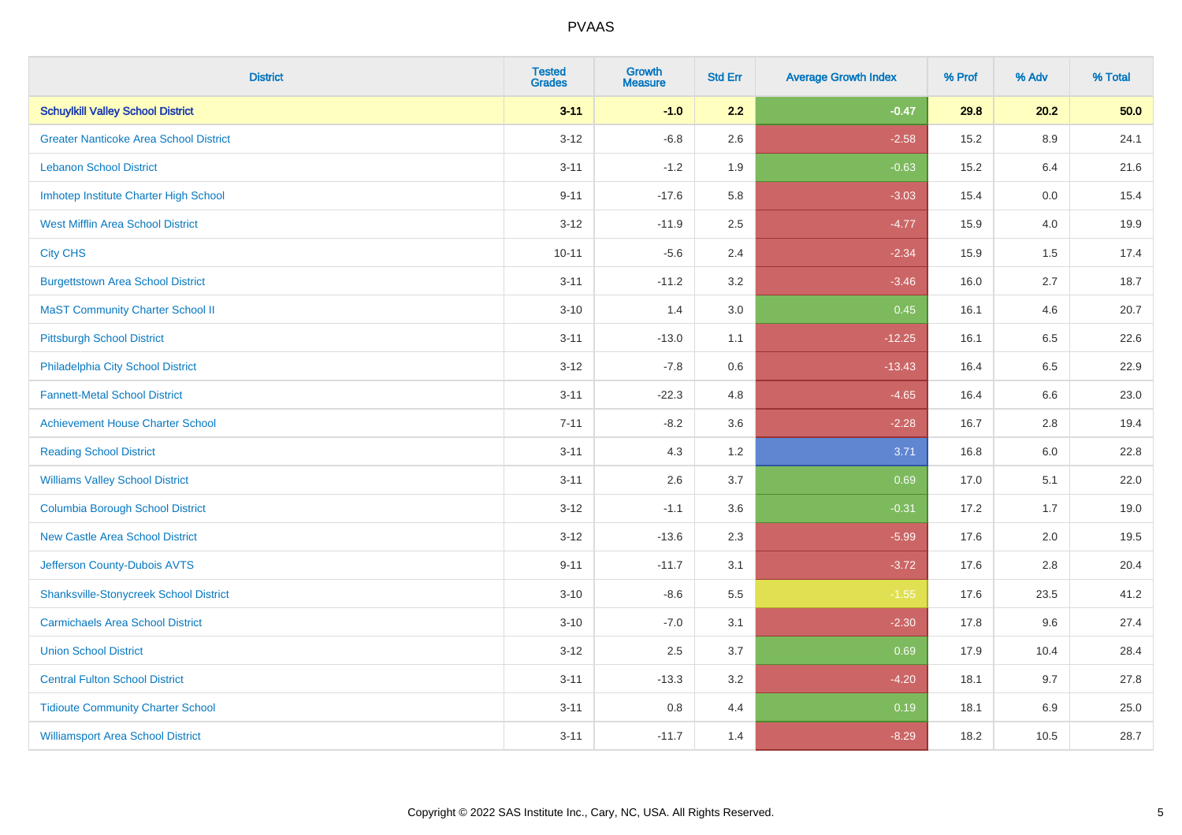# PVAAS

| District | Tested Grades | Growth Measure | Std Err | Average Growth Index | % Prof | % Adv | % Total |
|---|---|---|---|---|---|---|---|
| **Schuylkill Valley School District** | **3-11** | **-1.0** | **2.2** | **-0.47** | **29.8** | **20.2** | **50.0** |
| Greater Nanticoke Area School District | 3-12 | -6.8 | 2.6 | -2.58 | 15.2 | 8.9 | 24.1 |
| Lebanon School District | 3-11 | -1.2 | 1.9 | -0.63 | 15.2 | 6.4 | 21.6 |
| Imhotep Institute Charter High School | 9-11 | -17.6 | 5.8 | -3.03 | 15.4 | 0.0 | 15.4 |
| West Mifflin Area School District | 3-12 | -11.9 | 2.5 | -4.77 | 15.9 | 4.0 | 19.9 |
| City CHS | 10-11 | -5.6 | 2.4 | -2.34 | 15.9 | 1.5 | 17.4 |
| Burgettstown Area School District | 3-11 | -11.2 | 3.2 | -3.46 | 16.0 | 2.7 | 18.7 |
| MaST Community Charter School II | 3-10 | 1.4 | 3.0 | 0.45 | 16.1 | 4.6 | 20.7 |
| Pittsburgh School District | 3-11 | -13.0 | 1.1 | -12.25 | 16.1 | 6.5 | 22.6 |
| Philadelphia City School District | 3-12 | -7.8 | 0.6 | -13.43 | 16.4 | 6.5 | 22.9 |
| Fannett-Metal School District | 3-11 | -22.3 | 4.8 | -4.65 | 16.4 | 6.6 | 23.0 |
| Achievement House Charter School | 7-11 | -8.2 | 3.6 | -2.28 | 16.7 | 2.8 | 19.4 |
| Reading School District | 3-11 | 4.3 | 1.2 | 3.71 | 16.8 | 6.0 | 22.8 |
| Williams Valley School District | 3-11 | 2.6 | 3.7 | 0.69 | 17.0 | 5.1 | 22.0 |
| Columbia Borough School District | 3-12 | -1.1 | 3.6 | -0.31 | 17.2 | 1.7 | 19.0 |
| New Castle Area School District | 3-12 | -13.6 | 2.3 | -5.99 | 17.6 | 2.0 | 19.5 |
| Jefferson County-Dubois AVTS | 9-11 | -11.7 | 3.1 | -3.72 | 17.6 | 2.8 | 20.4 |
| Shanksville-Stonycreek School District | 3-10 | -8.6 | 5.5 | -1.55 | 17.6 | 23.5 | 41.2 |
| Carmichaels Area School District | 3-10 | -7.0 | 3.1 | -2.30 | 17.8 | 9.6 | 27.4 |
| Union School District | 3-12 | 2.5 | 3.7 | 0.69 | 17.9 | 10.4 | 28.4 |
| Central Fulton School District | 3-11 | -13.3 | 3.2 | -4.20 | 18.1 | 9.7 | 27.8 |
| Tidioute Community Charter School | 3-11 | 0.8 | 4.4 | 0.19 | 18.1 | 6.9 | 25.0 |
| Williamsport Area School District | 3-11 | -11.7 | 1.4 | -8.29 | 18.2 | 10.5 | 28.7 |

Copyright © 2022 SAS Institute Inc., Cary, NC, USA. All Rights Reserved.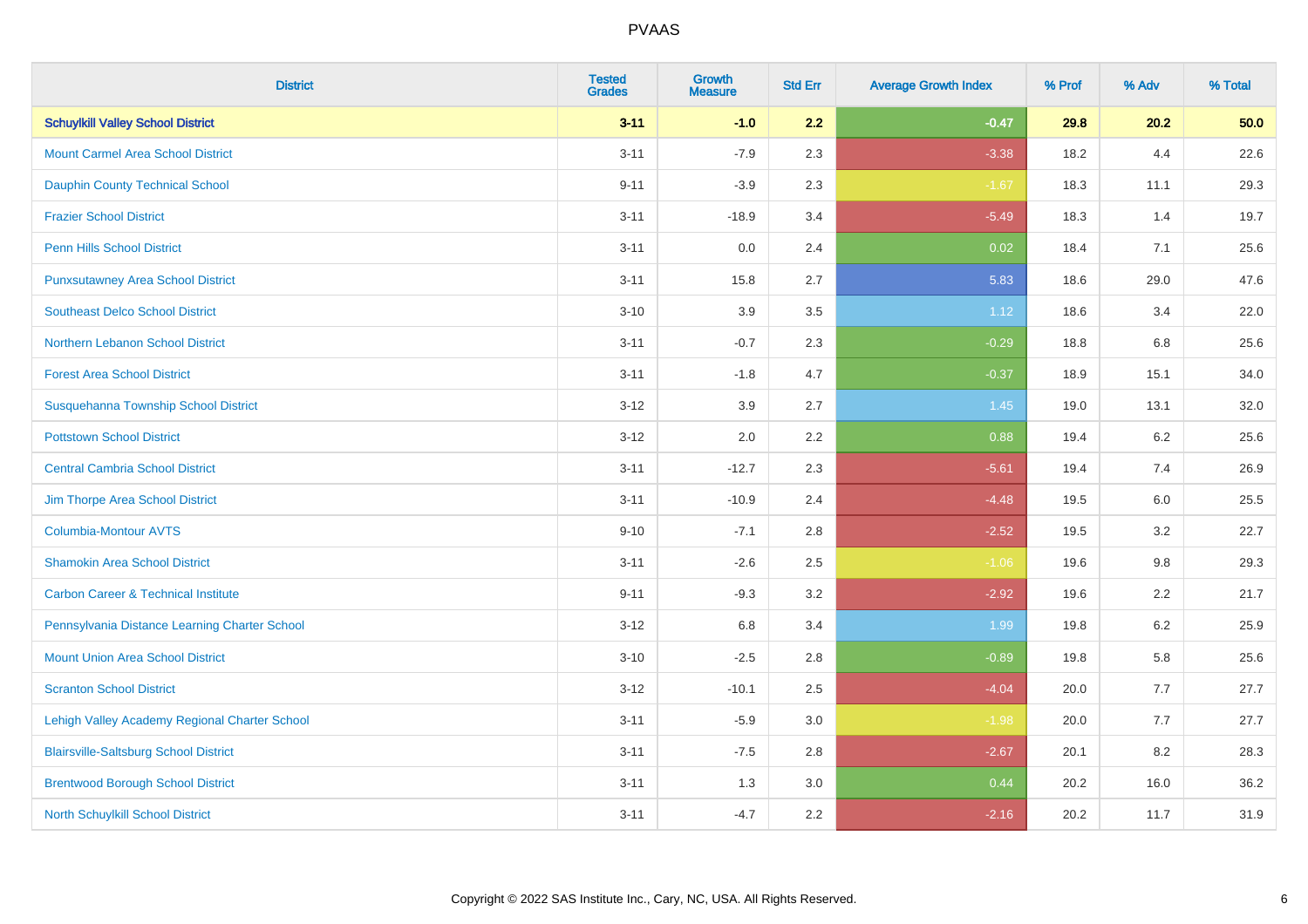| District | Tested Grades | Growth Measure | Std Err | Average Growth Index | % Prof | % Adv | % Total |
|---|---|---|---|---|---|---|---|
| **Schuylkill Valley School District** | **3-11** | **-1.0** | **2.2** | **-0.47** | **29.8** | **20.2** | **50.0** |
| Mount Carmel Area School District | 3-11 | -7.9 | 2.3 | -3.38 | 18.2 | 4.4 | 22.6 |
| Dauphin County Technical School | 9-11 | -3.9 | 2.3 | -1.67 | 18.3 | 11.1 | 29.3 |
| Frazier School District | 3-11 | -18.9 | 3.4 | -5.49 | 18.3 | 1.4 | 19.7 |
| Penn Hills School District | 3-11 | 0.0 | 2.4 | 0.02 | 18.4 | 7.1 | 25.6 |
| Punxsutawney Area School District | 3-11 | 15.8 | 2.7 | 5.83 | 18.6 | 29.0 | 47.6 |
| Southeast Delco School District | 3-10 | 3.9 | 3.5 | 1.12 | 18.6 | 3.4 | 22.0 |
| Northern Lebanon School District | 3-11 | -0.7 | 2.3 | -0.29 | 18.8 | 6.8 | 25.6 |
| Forest Area School District | 3-11 | -1.8 | 4.7 | -0.37 | 18.9 | 15.1 | 34.0 |
| Susquehanna Township School District | 3-12 | 3.9 | 2.7 | 1.45 | 19.0 | 13.1 | 32.0 |
| Pottstown School District | 3-12 | 2.0 | 2.2 | 0.88 | 19.4 | 6.2 | 25.6 |
| Central Cambria School District | 3-11 | -12.7 | 2.3 | -5.61 | 19.4 | 7.4 | 26.9 |
| Jim Thorpe Area School District | 3-11 | -10.9 | 2.4 | -4.48 | 19.5 | 6.0 | 25.5 |
| Columbia-Montour AVTS | 9-10 | -7.1 | 2.8 | -2.52 | 19.5 | 3.2 | 22.7 |
| Shamokin Area School District | 3-11 | -2.6 | 2.5 | -1.06 | 19.6 | 9.8 | 29.3 |
| Carbon Career & Technical Institute | 9-11 | -9.3 | 3.2 | -2.92 | 19.6 | 2.2 | 21.7 |
| Pennsylvania Distance Learning Charter School | 3-12 | 6.8 | 3.4 | 1.99 | 19.8 | 6.2 | 25.9 |
| Mount Union Area School District | 3-10 | -2.5 | 2.8 | -0.89 | 19.8 | 5.8 | 25.6 |
| Scranton School District | 3-12 | -10.1 | 2.5 | -4.04 | 20.0 | 7.7 | 27.7 |
| Lehigh Valley Academy Regional Charter School | 3-11 | -5.9 | 3.0 | -1.98 | 20.0 | 7.7 | 27.7 |
| Blairsville-Saltsburg School District | 3-11 | -7.5 | 2.8 | -2.67 | 20.1 | 8.2 | 28.3 |
| Brentwood Borough School District | 3-11 | 1.3 | 3.0 | 0.44 | 20.2 | 16.0 | 36.2 |
| North Schuylkill School District | 3-11 | -4.7 | 2.2 | -2.16 | 20.2 | 11.7 | 31.9 |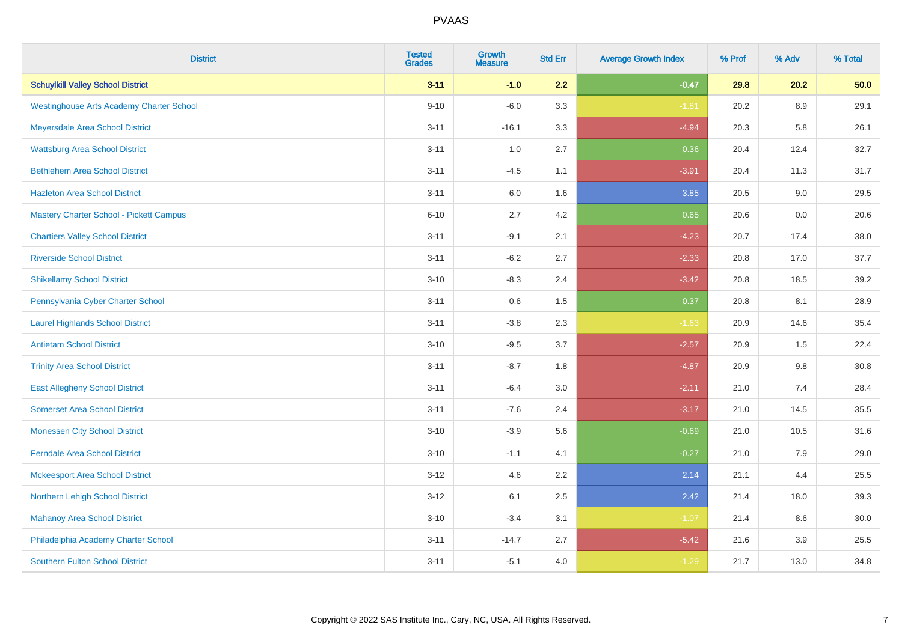# PVAAS

| District | Tested Grades | Growth Measure | Std Err | Average Growth Index | % Prof | % Adv | % Total |
|---|---|---|---|---|---|---|---|
| **Schuylkill Valley School District** | **3-11** | **-1.0** | **2.2** | **-0.47** | **29.8** | **20.2** | **50.0** |
| Westinghouse Arts Academy Charter School | 9-10 | -6.0 | 3.3 | -1.81 | 20.2 | 8.9 | 29.1 |
| Meyersdale Area School District | 3-11 | -16.1 | 3.3 | -4.94 | 20.3 | 5.8 | 26.1 |
| Wattsburg Area School District | 3-11 | 1.0 | 2.7 | 0.36 | 20.4 | 12.4 | 32.7 |
| Bethlehem Area School District | 3-11 | -4.5 | 1.1 | -3.91 | 20.4 | 11.3 | 31.7 |
| Hazleton Area School District | 3-11 | 6.0 | 1.6 | 3.85 | 20.5 | 9.0 | 29.5 |
| Mastery Charter School - Pickett Campus | 6-10 | 2.7 | 4.2 | 0.65 | 20.6 | 0.0 | 20.6 |
| Chartiers Valley School District | 3-11 | -9.1 | 2.1 | -4.23 | 20.7 | 17.4 | 38.0 |
| Riverside School District | 3-11 | -6.2 | 2.7 | -2.33 | 20.8 | 17.0 | 37.7 |
| Shikellamy School District | 3-10 | -8.3 | 2.4 | -3.42 | 20.8 | 18.5 | 39.2 |
| Pennsylvania Cyber Charter School | 3-11 | 0.6 | 1.5 | 0.37 | 20.8 | 8.1 | 28.9 |
| Laurel Highlands School District | 3-11 | -3.8 | 2.3 | -1.63 | 20.9 | 14.6 | 35.4 |
| Antietam School District | 3-10 | -9.5 | 3.7 | -2.57 | 20.9 | 1.5 | 22.4 |
| Trinity Area School District | 3-11 | -8.7 | 1.8 | -4.87 | 20.9 | 9.8 | 30.8 |
| East Allegheny School District | 3-11 | -6.4 | 3.0 | -2.11 | 21.0 | 7.4 | 28.4 |
| Somerset Area School District | 3-11 | -7.6 | 2.4 | -3.17 | 21.0 | 14.5 | 35.5 |
| Monessen City School District | 3-10 | -3.9 | 5.6 | -0.69 | 21.0 | 10.5 | 31.6 |
| Ferndale Area School District | 3-10 | -1.1 | 4.1 | -0.27 | 21.0 | 7.9 | 29.0 |
| Mckeesport Area School District | 3-12 | 4.6 | 2.2 | 2.14 | 21.1 | 4.4 | 25.5 |
| Northern Lehigh School District | 3-12 | 6.1 | 2.5 | 2.42 | 21.4 | 18.0 | 39.3 |
| Mahanoy Area School District | 3-10 | -3.4 | 3.1 | -1.07 | 21.4 | 8.6 | 30.0 |
| Philadelphia Academy Charter School | 3-11 | -14.7 | 2.7 | -5.42 | 21.6 | 3.9 | 25.5 |
| Southern Fulton School District | 3-11 | -5.1 | 4.0 | -1.29 | 21.7 | 13.0 | 34.8 |

Copyright © 2022 SAS Institute Inc., Cary, NC, USA. All Rights Reserved.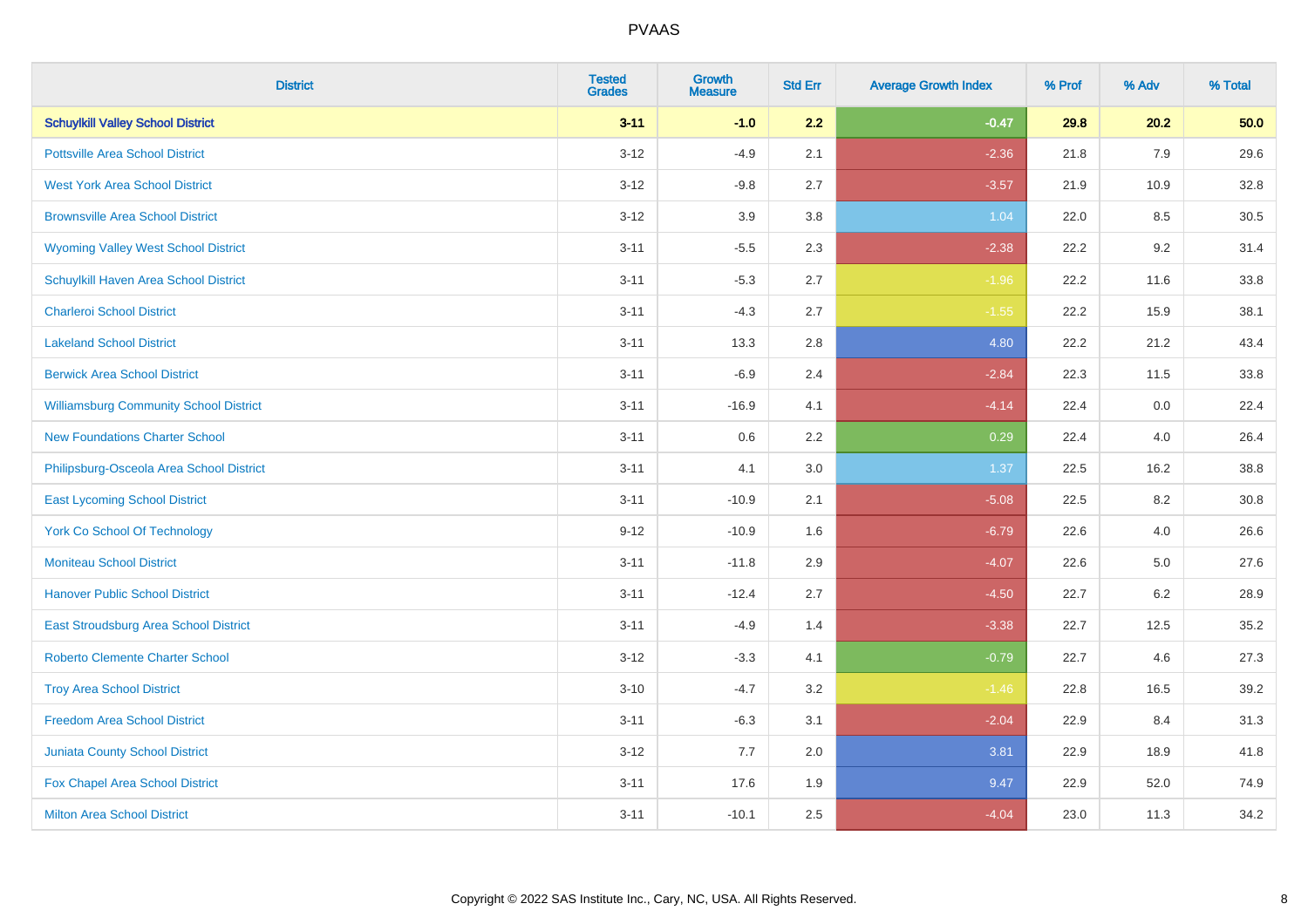# PVAAS

| District | Tested Grades | Growth Measure | Std Err | Average Growth Index | % Prof | % Adv | % Total |
|---|---|---|---|---|---|---|---|
| **Schuylkill Valley School District** | **3-11** | **-1.0** | **2.2** | **-0.47** | **29.8** | **20.2** | **50.0** |
| Pottsville Area School District | 3-12 | -4.9 | 2.1 | -2.36 | 21.8 | 7.9 | 29.6 |
| West York Area School District | 3-12 | -9.8 | 2.7 | -3.57 | 21.9 | 10.9 | 32.8 |
| Brownsville Area School District | 3-12 | 3.9 | 3.8 | 1.04 | 22.0 | 8.5 | 30.5 |
| Wyoming Valley West School District | 3-11 | -5.5 | 2.3 | -2.38 | 22.2 | 9.2 | 31.4 |
| Schuylkill Haven Area School District | 3-11 | -5.3 | 2.7 | -1.96 | 22.2 | 11.6 | 33.8 |
| Charleroi School District | 3-11 | -4.3 | 2.7 | -1.55 | 22.2 | 15.9 | 38.1 |
| Lakeland School District | 3-11 | 13.3 | 2.8 | 4.80 | 22.2 | 21.2 | 43.4 |
| Berwick Area School District | 3-11 | -6.9 | 2.4 | -2.84 | 22.3 | 11.5 | 33.8 |
| Williamsburg Community School District | 3-11 | -16.9 | 4.1 | -4.14 | 22.4 | 0.0 | 22.4 |
| New Foundations Charter School | 3-11 | 0.6 | 2.2 | 0.29 | 22.4 | 4.0 | 26.4 |
| Philipsburg-Osceola Area School District | 3-11 | 4.1 | 3.0 | 1.37 | 22.5 | 16.2 | 38.8 |
| East Lycoming School District | 3-11 | -10.9 | 2.1 | -5.08 | 22.5 | 8.2 | 30.8 |
| York Co School Of Technology | 9-12 | -10.9 | 1.6 | -6.79 | 22.6 | 4.0 | 26.6 |
| Moniteau School District | 3-11 | -11.8 | 2.9 | -4.07 | 22.6 | 5.0 | 27.6 |
| Hanover Public School District | 3-11 | -12.4 | 2.7 | -4.50 | 22.7 | 6.2 | 28.9 |
| East Stroudsburg Area School District | 3-11 | -4.9 | 1.4 | -3.38 | 22.7 | 12.5 | 35.2 |
| Roberto Clemente Charter School | 3-12 | -3.3 | 4.1 | -0.79 | 22.7 | 4.6 | 27.3 |
| Troy Area School District | 3-10 | -4.7 | 3.2 | -1.46 | 22.8 | 16.5 | 39.2 |
| Freedom Area School District | 3-11 | -6.3 | 3.1 | -2.04 | 22.9 | 8.4 | 31.3 |
| Juniata County School District | 3-12 | 7.7 | 2.0 | 3.81 | 22.9 | 18.9 | 41.8 |
| Fox Chapel Area School District | 3-11 | 17.6 | 1.9 | 9.47 | 22.9 | 52.0 | 74.9 |
| Milton Area School District | 3-11 | -10.1 | 2.5 | -4.04 | 23.0 | 11.3 | 34.2 |

Copyright © 2022 SAS Institute Inc., Cary, NC, USA. All Rights Reserved.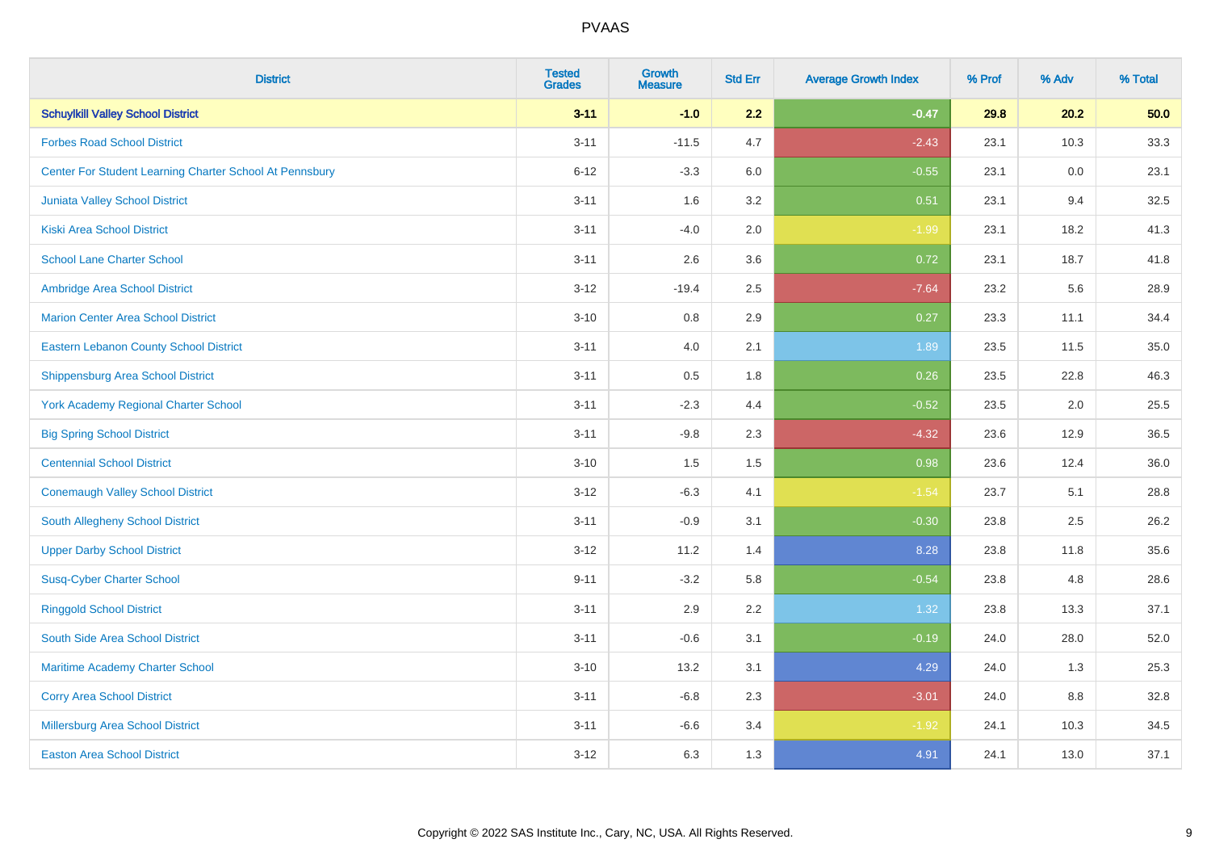# PVAAS

| District | Tested Grades | Growth Measure | Std Err | Average Growth Index | % Prof | % Adv | % Total |
|---|---|---|---|---|---|---|---|
| **Schuylkill Valley School District** | **3-11** | **-1.0** | **2.2** | **-0.47** | **29.8** | **20.2** | **50.0** |
| Forbes Road School District | 3-11 | -11.5 | 4.7 | -2.43 | 23.1 | 10.3 | 33.3 |
| Center For Student Learning Charter School At Pennsbury | 6-12 | -3.3 | 6.0 | -0.55 | 23.1 | 0.0 | 23.1 |
| Juniata Valley School District | 3-11 | 1.6 | 3.2 | 0.51 | 23.1 | 9.4 | 32.5 |
| Kiski Area School District | 3-11 | -4.0 | 2.0 | -1.99 | 23.1 | 18.2 | 41.3 |
| School Lane Charter School | 3-11 | 2.6 | 3.6 | 0.72 | 23.1 | 18.7 | 41.8 |
| Ambridge Area School District | 3-12 | -19.4 | 2.5 | -7.64 | 23.2 | 5.6 | 28.9 |
| Marion Center Area School District | 3-10 | 0.8 | 2.9 | 0.27 | 23.3 | 11.1 | 34.4 |
| Eastern Lebanon County School District | 3-11 | 4.0 | 2.1 | 1.89 | 23.5 | 11.5 | 35.0 |
| Shippensburg Area School District | 3-11 | 0.5 | 1.8 | 0.26 | 23.5 | 22.8 | 46.3 |
| York Academy Regional Charter School | 3-11 | -2.3 | 4.4 | -0.52 | 23.5 | 2.0 | 25.5 |
| Big Spring School District | 3-11 | -9.8 | 2.3 | -4.32 | 23.6 | 12.9 | 36.5 |
| Centennial School District | 3-10 | 1.5 | 1.5 | 0.98 | 23.6 | 12.4 | 36.0 |
| Conemaugh Valley School District | 3-12 | -6.3 | 4.1 | -1.54 | 23.7 | 5.1 | 28.8 |
| South Allegheny School District | 3-11 | -0.9 | 3.1 | -0.30 | 23.8 | 2.5 | 26.2 |
| Upper Darby School District | 3-12 | 11.2 | 1.4 | 8.28 | 23.8 | 11.8 | 35.6 |
| Susq-Cyber Charter School | 9-11 | -3.2 | 5.8 | -0.54 | 23.8 | 4.8 | 28.6 |
| Ringgold School District | 3-11 | 2.9 | 2.2 | 1.32 | 23.8 | 13.3 | 37.1 |
| South Side Area School District | 3-11 | -0.6 | 3.1 | -0.19 | 24.0 | 28.0 | 52.0 |
| Maritime Academy Charter School | 3-10 | 13.2 | 3.1 | 4.29 | 24.0 | 1.3 | 25.3 |
| Corry Area School District | 3-11 | -6.8 | 2.3 | -3.01 | 24.0 | 8.8 | 32.8 |
| Millersburg Area School District | 3-11 | -6.6 | 3.4 | -1.92 | 24.1 | 10.3 | 34.5 |
| Easton Area School District | 3-12 | 6.3 | 1.3 | 4.91 | 24.1 | 13.0 | 37.1 |

Copyright © 2022 SAS Institute Inc., Cary, NC, USA. All Rights Reserved.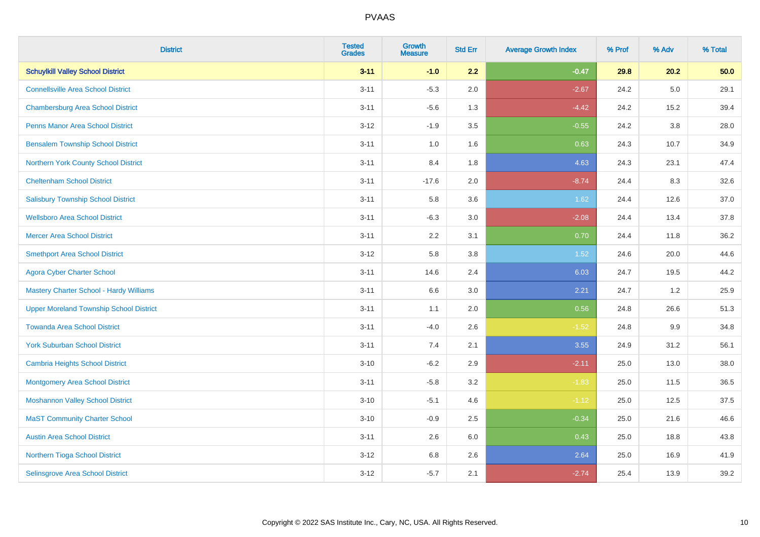| District | Tested Grades | Growth Measure | Std Err | Average Growth Index | % Prof | % Adv | % Total |
|---|---|---|---|---|---|---|---|
| **Schuylkill Valley School District** | **3-11** | **-1.0** | **2.2** | **-0.47** | **29.8** | **20.2** | **50.0** |
| Connellsville Area School District | 3-11 | -5.3 | 2.0 | -2.67 | 24.2 | 5.0 | 29.1 |
| Chambersburg Area School District | 3-11 | -5.6 | 1.3 | -4.42 | 24.2 | 15.2 | 39.4 |
| Penns Manor Area School District | 3-12 | -1.9 | 3.5 | -0.55 | 24.2 | 3.8 | 28.0 |
| Bensalem Township School District | 3-11 | 1.0 | 1.6 | 0.63 | 24.3 | 10.7 | 34.9 |
| Northern York County School District | 3-11 | 8.4 | 1.8 | 4.63 | 24.3 | 23.1 | 47.4 |
| Cheltenham School District | 3-11 | -17.6 | 2.0 | -8.74 | 24.4 | 8.3 | 32.6 |
| Salisbury Township School District | 3-11 | 5.8 | 3.6 | 1.62 | 24.4 | 12.6 | 37.0 |
| Wellsboro Area School District | 3-11 | -6.3 | 3.0 | -2.08 | 24.4 | 13.4 | 37.8 |
| Mercer Area School District | 3-11 | 2.2 | 3.1 | 0.70 | 24.4 | 11.8 | 36.2 |
| Smethport Area School District | 3-12 | 5.8 | 3.8 | 1.52 | 24.6 | 20.0 | 44.6 |
| Agora Cyber Charter School | 3-11 | 14.6 | 2.4 | 6.03 | 24.7 | 19.5 | 44.2 |
| Mastery Charter School - Hardy Williams | 3-11 | 6.6 | 3.0 | 2.21 | 24.7 | 1.2 | 25.9 |
| Upper Moreland Township School District | 3-11 | 1.1 | 2.0 | 0.56 | 24.8 | 26.6 | 51.3 |
| Towanda Area School District | 3-11 | -4.0 | 2.6 | -1.52 | 24.8 | 9.9 | 34.8 |
| York Suburban School District | 3-11 | 7.4 | 2.1 | 3.55 | 24.9 | 31.2 | 56.1 |
| Cambria Heights School District | 3-10 | -6.2 | 2.9 | -2.11 | 25.0 | 13.0 | 38.0 |
| Montgomery Area School District | 3-11 | -5.8 | 3.2 | -1.83 | 25.0 | 11.5 | 36.5 |
| Moshannon Valley School District | 3-10 | -5.1 | 4.6 | -1.12 | 25.0 | 12.5 | 37.5 |
| MaST Community Charter School | 3-10 | -0.9 | 2.5 | -0.34 | 25.0 | 21.6 | 46.6 |
| Austin Area School District | 3-11 | 2.6 | 6.0 | 0.43 | 25.0 | 18.8 | 43.8 |
| Northern Tioga School District | 3-12 | 6.8 | 2.6 | 2.64 | 25.0 | 16.9 | 41.9 |
| Selinsgrove Area School District | 3-12 | -5.7 | 2.1 | -2.74 | 25.4 | 13.9 | 39.2 |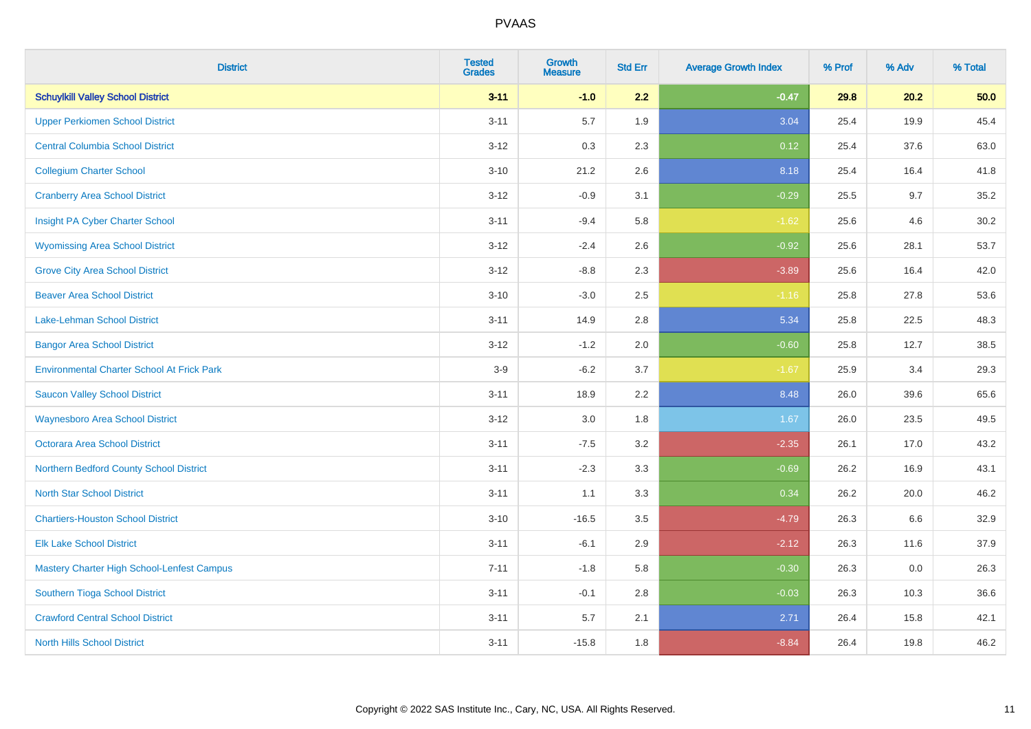PVAAS

| District | Tested Grades | Growth Measure | Std Err | Average Growth Index | % Prof | % Adv | % Total |
|---|---|---|---|---|---|---|---|
| **Schuylkill Valley School District** | **3-11** | **-1.0** | **2.2** | **-0.47** | **29.8** | **20.2** | **50.0** |
| Upper Perkiomen School District | 3-11 | 5.7 | 1.9 | 3.04 | 25.4 | 19.9 | 45.4 |
| Central Columbia School District | 3-12 | 0.3 | 2.3 | 0.12 | 25.4 | 37.6 | 63.0 |
| Collegium Charter School | 3-10 | 21.2 | 2.6 | 8.18 | 25.4 | 16.4 | 41.8 |
| Cranberry Area School District | 3-12 | -0.9 | 3.1 | -0.29 | 25.5 | 9.7 | 35.2 |
| Insight PA Cyber Charter School | 3-11 | -9.4 | 5.8 | -1.62 | 25.6 | 4.6 | 30.2 |
| Wyomissing Area School District | 3-12 | -2.4 | 2.6 | -0.92 | 25.6 | 28.1 | 53.7 |
| Grove City Area School District | 3-12 | -8.8 | 2.3 | -3.89 | 25.6 | 16.4 | 42.0 |
| Beaver Area School District | 3-10 | -3.0 | 2.5 | -1.16 | 25.8 | 27.8 | 53.6 |
| Lake-Lehman School District | 3-11 | 14.9 | 2.8 | 5.34 | 25.8 | 22.5 | 48.3 |
| Bangor Area School District | 3-12 | -1.2 | 2.0 | -0.60 | 25.8 | 12.7 | 38.5 |
| Environmental Charter School At Frick Park | 3-9 | -6.2 | 3.7 | -1.67 | 25.9 | 3.4 | 29.3 |
| Saucon Valley School District | 3-11 | 18.9 | 2.2 | 8.48 | 26.0 | 39.6 | 65.6 |
| Waynesboro Area School District | 3-12 | 3.0 | 1.8 | 1.67 | 26.0 | 23.5 | 49.5 |
| Octorara Area School District | 3-11 | -7.5 | 3.2 | -2.35 | 26.1 | 17.0 | 43.2 |
| Northern Bedford County School District | 3-11 | -2.3 | 3.3 | -0.69 | 26.2 | 16.9 | 43.1 |
| North Star School District | 3-11 | 1.1 | 3.3 | 0.34 | 26.2 | 20.0 | 46.2 |
| Chartiers-Houston School District | 3-10 | -16.5 | 3.5 | -4.79 | 26.3 | 6.6 | 32.9 |
| Elk Lake School District | 3-11 | -6.1 | 2.9 | -2.12 | 26.3 | 11.6 | 37.9 |
| Mastery Charter High School-Lenfest Campus | 7-11 | -1.8 | 5.8 | -0.30 | 26.3 | 0.0 | 26.3 |
| Southern Tioga School District | 3-11 | -0.1 | 2.8 | -0.03 | 26.3 | 10.3 | 36.6 |
| Crawford Central School District | 3-11 | 5.7 | 2.1 | 2.71 | 26.4 | 15.8 | 42.1 |
| North Hills School District | 3-11 | -15.8 | 1.8 | -8.84 | 26.4 | 19.8 | 46.2 |

Copyright © 2022 SAS Institute Inc., Cary, NC, USA. All Rights Reserved.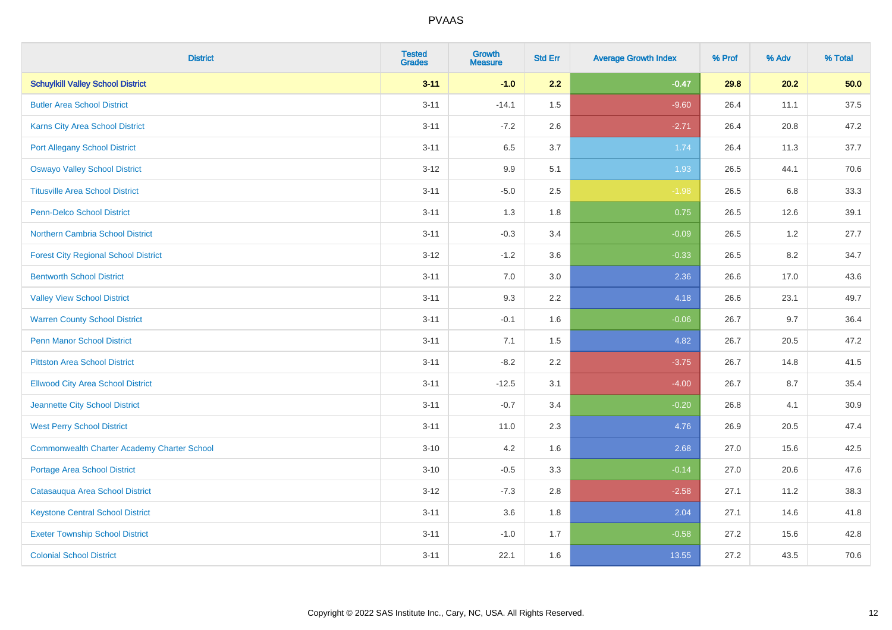| District | Tested Grades | Growth Measure | Std Err | Average Growth Index | % Prof | % Adv | % Total |
|---|---|---|---|---|---|---|---|
| **Schuylkill Valley School District** | **3-11** | **-1.0** | **2.2** | **-0.47** | **29.8** | **20.2** | **50.0** |
| Butler Area School District | 3-11 | -14.1 | 1.5 | -9.60 | 26.4 | 11.1 | 37.5 |
| Karns City Area School District | 3-11 | -7.2 | 2.6 | -2.71 | 26.4 | 20.8 | 47.2 |
| Port Allegany School District | 3-11 | 6.5 | 3.7 | 1.74 | 26.4 | 11.3 | 37.7 |
| Oswayo Valley School District | 3-12 | 9.9 | 5.1 | 1.93 | 26.5 | 44.1 | 70.6 |
| Titusville Area School District | 3-11 | -5.0 | 2.5 | -1.98 | 26.5 | 6.8 | 33.3 |
| Penn-Delco School District | 3-11 | 1.3 | 1.8 | 0.75 | 26.5 | 12.6 | 39.1 |
| Northern Cambria School District | 3-11 | -0.3 | 3.4 | -0.09 | 26.5 | 1.2 | 27.7 |
| Forest City Regional School District | 3-12 | -1.2 | 3.6 | -0.33 | 26.5 | 8.2 | 34.7 |
| Bentworth School District | 3-11 | 7.0 | 3.0 | 2.36 | 26.6 | 17.0 | 43.6 |
| Valley View School District | 3-11 | 9.3 | 2.2 | 4.18 | 26.6 | 23.1 | 49.7 |
| Warren County School District | 3-11 | -0.1 | 1.6 | -0.06 | 26.7 | 9.7 | 36.4 |
| Penn Manor School District | 3-11 | 7.1 | 1.5 | 4.82 | 26.7 | 20.5 | 47.2 |
| Pittston Area School District | 3-11 | -8.2 | 2.2 | -3.75 | 26.7 | 14.8 | 41.5 |
| Ellwood City Area School District | 3-11 | -12.5 | 3.1 | -4.00 | 26.7 | 8.7 | 35.4 |
| Jeannette City School District | 3-11 | -0.7 | 3.4 | -0.20 | 26.8 | 4.1 | 30.9 |
| West Perry School District | 3-11 | 11.0 | 2.3 | 4.76 | 26.9 | 20.5 | 47.4 |
| Commonwealth Charter Academy Charter School | 3-10 | 4.2 | 1.6 | 2.68 | 27.0 | 15.6 | 42.5 |
| Portage Area School District | 3-10 | -0.5 | 3.3 | -0.14 | 27.0 | 20.6 | 47.6 |
| Catasauqua Area School District | 3-12 | -7.3 | 2.8 | -2.58 | 27.1 | 11.2 | 38.3 |
| Keystone Central School District | 3-11 | 3.6 | 1.8 | 2.04 | 27.1 | 14.6 | 41.8 |
| Exeter Township School District | 3-11 | -1.0 | 1.7 | -0.58 | 27.2 | 15.6 | 42.8 |
| Colonial School District | 3-11 | 22.1 | 1.6 | 13.55 | 27.2 | 43.5 | 70.6 |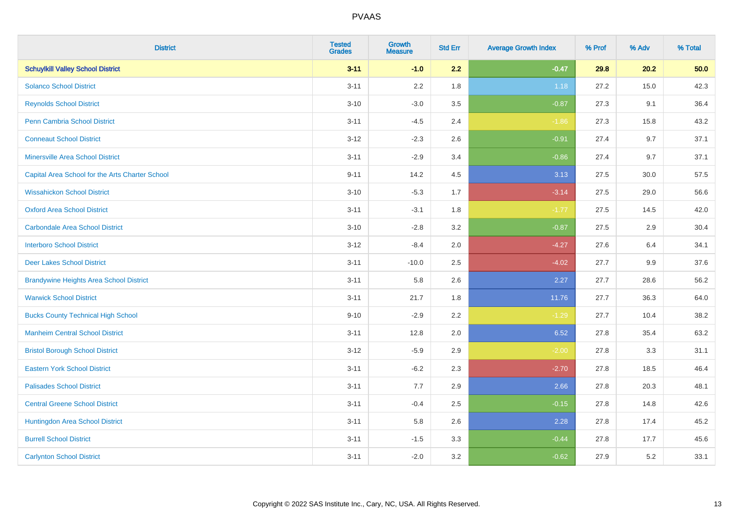# PVAAS

| District | Tested Grades | Growth Measure | Std Err | Average Growth Index | % Prof | % Adv | % Total |
|---|---|---|---|---|---|---|---|
| **Schuylkill Valley School District** | **3-11** | **-1.0** | **2.2** | **-0.47** | **29.8** | **20.2** | **50.0** |
| Solanco School District | 3-11 | 2.2 | 1.8 | 1.18 | 27.2 | 15.0 | 42.3 |
| Reynolds School District | 3-10 | -3.0 | 3.5 | -0.87 | 27.3 | 9.1 | 36.4 |
| Penn Cambria School District | 3-11 | -4.5 | 2.4 | -1.86 | 27.3 | 15.8 | 43.2 |
| Conneaut School District | 3-12 | -2.3 | 2.6 | -0.91 | 27.4 | 9.7 | 37.1 |
| Minersville Area School District | 3-11 | -2.9 | 3.4 | -0.86 | 27.4 | 9.7 | 37.1 |
| Capital Area School for the Arts Charter School | 9-11 | 14.2 | 4.5 | 3.13 | 27.5 | 30.0 | 57.5 |
| Wissahickon School District | 3-10 | -5.3 | 1.7 | -3.14 | 27.5 | 29.0 | 56.6 |
| Oxford Area School District | 3-11 | -3.1 | 1.8 | -1.77 | 27.5 | 14.5 | 42.0 |
| Carbondale Area School District | 3-10 | -2.8 | 3.2 | -0.87 | 27.5 | 2.9 | 30.4 |
| Interboro School District | 3-12 | -8.4 | 2.0 | -4.27 | 27.6 | 6.4 | 34.1 |
| Deer Lakes School District | 3-11 | -10.0 | 2.5 | -4.02 | 27.7 | 9.9 | 37.6 |
| Brandywine Heights Area School District | 3-11 | 5.8 | 2.6 | 2.27 | 27.7 | 28.6 | 56.2 |
| Warwick School District | 3-11 | 21.7 | 1.8 | 11.76 | 27.7 | 36.3 | 64.0 |
| Bucks County Technical High School | 9-10 | -2.9 | 2.2 | -1.29 | 27.7 | 10.4 | 38.2 |
| Manheim Central School District | 3-11 | 12.8 | 2.0 | 6.52 | 27.8 | 35.4 | 63.2 |
| Bristol Borough School District | 3-12 | -5.9 | 2.9 | -2.00 | 27.8 | 3.3 | 31.1 |
| Eastern York School District | 3-11 | -6.2 | 2.3 | -2.70 | 27.8 | 18.5 | 46.4 |
| Palisades School District | 3-11 | 7.7 | 2.9 | 2.66 | 27.8 | 20.3 | 48.1 |
| Central Greene School District | 3-11 | -0.4 | 2.5 | -0.15 | 27.8 | 14.8 | 42.6 |
| Huntingdon Area School District | 3-11 | 5.8 | 2.6 | 2.28 | 27.8 | 17.4 | 45.2 |
| Burrell School District | 3-11 | -1.5 | 3.3 | -0.44 | 27.8 | 17.7 | 45.6 |
| Carlynton School District | 3-11 | -2.0 | 3.2 | -0.62 | 27.9 | 5.2 | 33.1 |

Copyright © 2022 SAS Institute Inc., Cary, NC, USA. All Rights Reserved.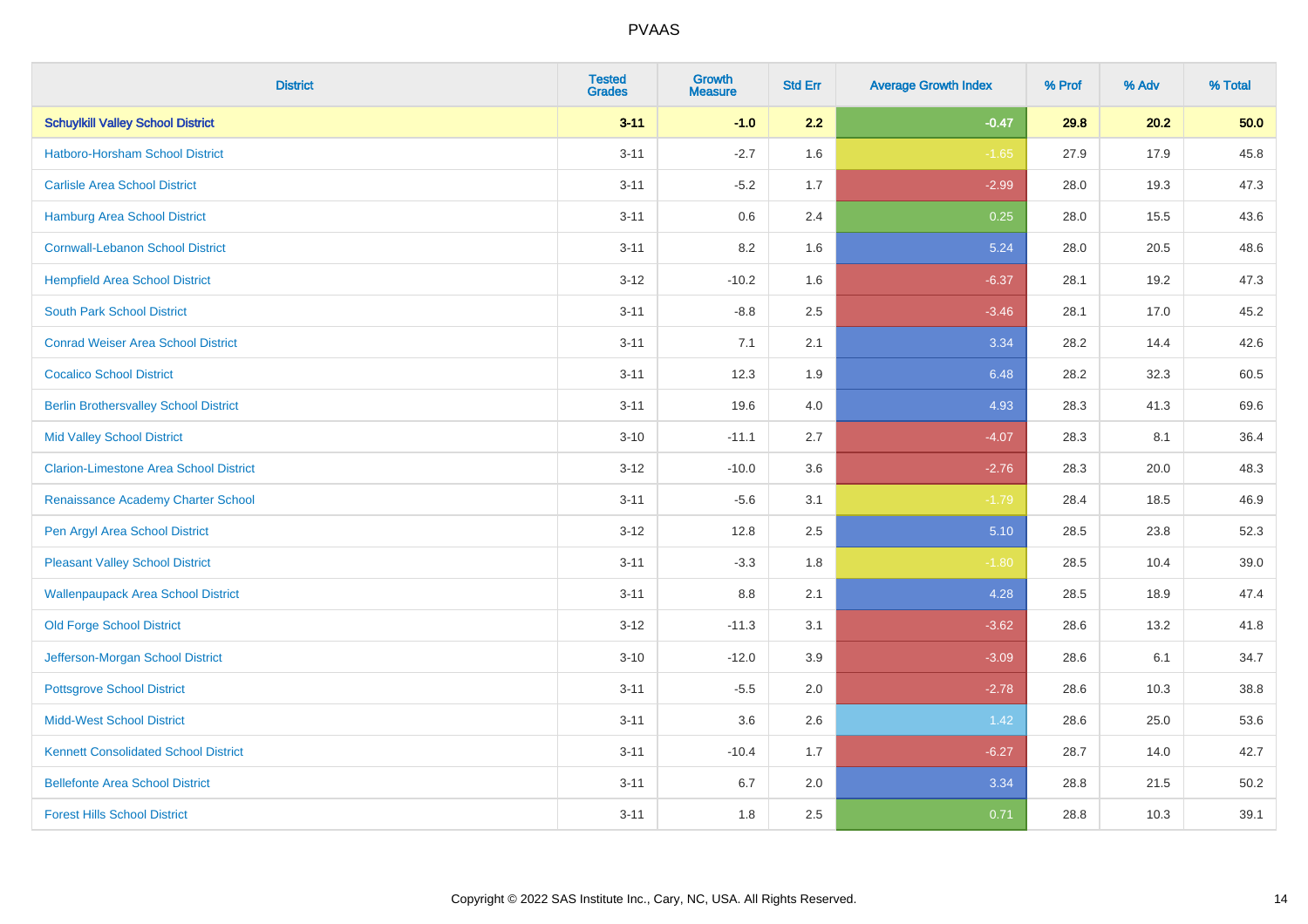PVAAS

| District | Tested Grades | Growth Measure | Std Err | Average Growth Index | % Prof | % Adv | % Total |
|---|---|---|---|---|---|---|---|
| **Schuylkill Valley School District** | **3-11** | **-1.0** | **2.2** | **-0.47** | **29.8** | **20.2** | **50.0** |
| Hatboro-Horsham School District | 3-11 | -2.7 | 1.6 | -1.65 | 27.9 | 17.9 | 45.8 |
| Carlisle Area School District | 3-11 | -5.2 | 1.7 | -2.99 | 28.0 | 19.3 | 47.3 |
| Hamburg Area School District | 3-11 | 0.6 | 2.4 | 0.25 | 28.0 | 15.5 | 43.6 |
| Cornwall-Lebanon School District | 3-11 | 8.2 | 1.6 | 5.24 | 28.0 | 20.5 | 48.6 |
| Hempfield Area School District | 3-12 | -10.2 | 1.6 | -6.37 | 28.1 | 19.2 | 47.3 |
| South Park School District | 3-11 | -8.8 | 2.5 | -3.46 | 28.1 | 17.0 | 45.2 |
| Conrad Weiser Area School District | 3-11 | 7.1 | 2.1 | 3.34 | 28.2 | 14.4 | 42.6 |
| Cocalico School District | 3-11 | 12.3 | 1.9 | 6.48 | 28.2 | 32.3 | 60.5 |
| Berlin Brothersvalley School District | 3-11 | 19.6 | 4.0 | 4.93 | 28.3 | 41.3 | 69.6 |
| Mid Valley School District | 3-10 | -11.1 | 2.7 | -4.07 | 28.3 | 8.1 | 36.4 |
| Clarion-Limestone Area School District | 3-12 | -10.0 | 3.6 | -2.76 | 28.3 | 20.0 | 48.3 |
| Renaissance Academy Charter School | 3-11 | -5.6 | 3.1 | -1.79 | 28.4 | 18.5 | 46.9 |
| Pen Argyl Area School District | 3-12 | 12.8 | 2.5 | 5.10 | 28.5 | 23.8 | 52.3 |
| Pleasant Valley School District | 3-11 | -3.3 | 1.8 | -1.80 | 28.5 | 10.4 | 39.0 |
| Wallenpaupack Area School District | 3-11 | 8.8 | 2.1 | 4.28 | 28.5 | 18.9 | 47.4 |
| Old Forge School District | 3-12 | -11.3 | 3.1 | -3.62 | 28.6 | 13.2 | 41.8 |
| Jefferson-Morgan School District | 3-10 | -12.0 | 3.9 | -3.09 | 28.6 | 6.1 | 34.7 |
| Pottsgrove School District | 3-11 | -5.5 | 2.0 | -2.78 | 28.6 | 10.3 | 38.8 |
| Midd-West School District | 3-11 | 3.6 | 2.6 | 1.42 | 28.6 | 25.0 | 53.6 |
| Kennett Consolidated School District | 3-11 | -10.4 | 1.7 | -6.27 | 28.7 | 14.0 | 42.7 |
| Bellefonte Area School District | 3-11 | 6.7 | 2.0 | 3.34 | 28.8 | 21.5 | 50.2 |
| Forest Hills School District | 3-11 | 1.8 | 2.5 | 0.71 | 28.8 | 10.3 | 39.1 |

Copyright © 2022 SAS Institute Inc., Cary, NC, USA. All Rights Reserved.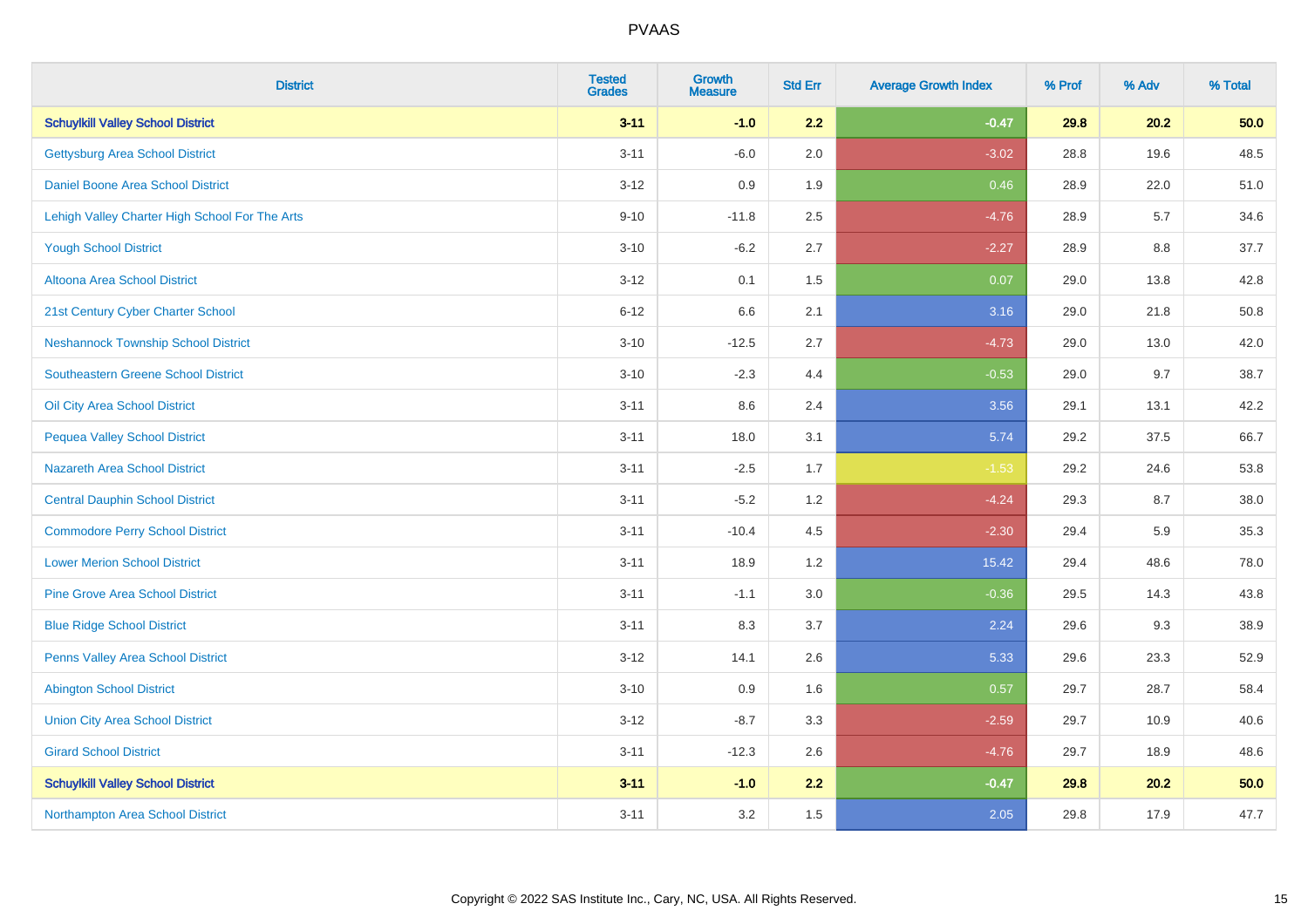# PVAAS

| District | Tested Grades | Growth Measure | Std Err | Average Growth Index | % Prof | % Adv | % Total |
|---|---|---|---|---|---|---|---|
| **Schuylkill Valley School District** | **3-11** | **-1.0** | **2.2** | **-0.47** | **29.8** | **20.2** | **50.0** |
| Gettysburg Area School District | 3-11 | -6.0 | 2.0 | -3.02 | 28.8 | 19.6 | 48.5 |
| Daniel Boone Area School District | 3-12 | 0.9 | 1.9 | 0.46 | 28.9 | 22.0 | 51.0 |
| Lehigh Valley Charter High School For The Arts | 9-10 | -11.8 | 2.5 | -4.76 | 28.9 | 5.7 | 34.6 |
| Yough School District | 3-10 | -6.2 | 2.7 | -2.27 | 28.9 | 8.8 | 37.7 |
| Altoona Area School District | 3-12 | 0.1 | 1.5 | 0.07 | 29.0 | 13.8 | 42.8 |
| 21st Century Cyber Charter School | 6-12 | 6.6 | 2.1 | 3.16 | 29.0 | 21.8 | 50.8 |
| Neshannock Township School District | 3-10 | -12.5 | 2.7 | -4.73 | 29.0 | 13.0 | 42.0 |
| Southeastern Greene School District | 3-10 | -2.3 | 4.4 | -0.53 | 29.0 | 9.7 | 38.7 |
| Oil City Area School District | 3-11 | 8.6 | 2.4 | 3.56 | 29.1 | 13.1 | 42.2 |
| Pequea Valley School District | 3-11 | 18.0 | 3.1 | 5.74 | 29.2 | 37.5 | 66.7 |
| Nazareth Area School District | 3-11 | -2.5 | 1.7 | -1.53 | 29.2 | 24.6 | 53.8 |
| Central Dauphin School District | 3-11 | -5.2 | 1.2 | -4.24 | 29.3 | 8.7 | 38.0 |
| Commodore Perry School District | 3-11 | -10.4 | 4.5 | -2.30 | 29.4 | 5.9 | 35.3 |
| Lower Merion School District | 3-11 | 18.9 | 1.2 | 15.42 | 29.4 | 48.6 | 78.0 |
| Pine Grove Area School District | 3-11 | -1.1 | 3.0 | -0.36 | 29.5 | 14.3 | 43.8 |
| Blue Ridge School District | 3-11 | 8.3 | 3.7 | 2.24 | 29.6 | 9.3 | 38.9 |
| Penns Valley Area School District | 3-12 | 14.1 | 2.6 | 5.33 | 29.6 | 23.3 | 52.9 |
| Abington School District | 3-10 | 0.9 | 1.6 | 0.57 | 29.7 | 28.7 | 58.4 |
| Union City Area School District | 3-12 | -8.7 | 3.3 | -2.59 | 29.7 | 10.9 | 40.6 |
| Girard School District | 3-11 | -12.3 | 2.6 | -4.76 | 29.7 | 18.9 | 48.6 |
| **Schuylkill Valley School District** | **3-11** | **-1.0** | **2.2** | **-0.47** | **29.8** | **20.2** | **50.0** |
| Northampton Area School District | 3-11 | 3.2 | 1.5 | 2.05 | 29.8 | 17.9 | 47.7 |

Copyright © 2022 SAS Institute Inc., Cary, NC, USA. All Rights Reserved.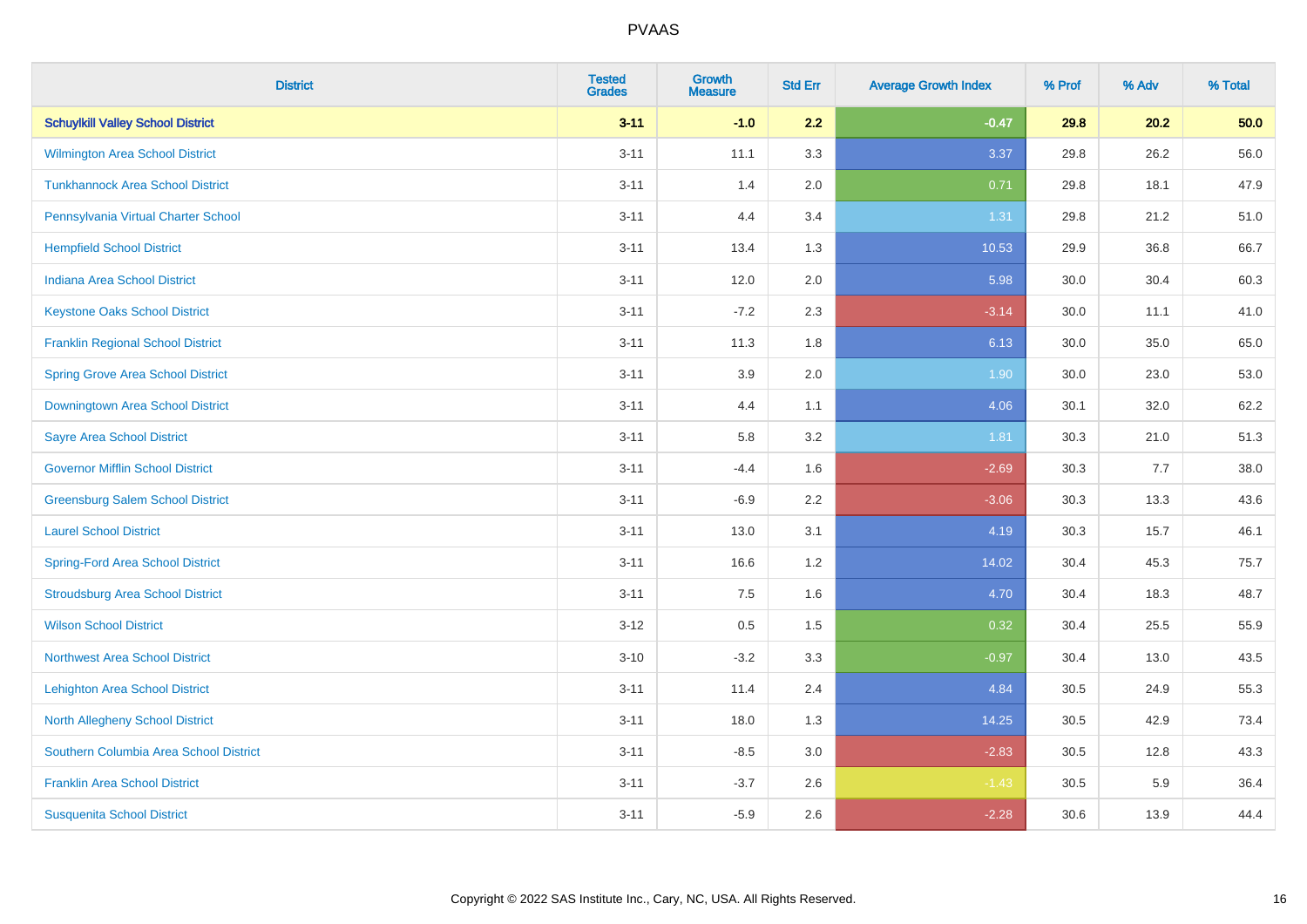| District | Tested Grades | Growth Measure | Std Err | Average Growth Index | % Prof | % Adv | % Total |
|---|---|---|---|---|---|---|---|
| **Schuylkill Valley School District** | **3-11** | **-1.0** | **2.2** | **-0.47** | **29.8** | **20.2** | **50.0** |
| Wilmington Area School District | 3-11 | 11.1 | 3.3 | 3.37 | 29.8 | 26.2 | 56.0 |
| Tunkhannock Area School District | 3-11 | 1.4 | 2.0 | 0.71 | 29.8 | 18.1 | 47.9 |
| Pennsylvania Virtual Charter School | 3-11 | 4.4 | 3.4 | 1.31 | 29.8 | 21.2 | 51.0 |
| Hempfield School District | 3-11 | 13.4 | 1.3 | 10.53 | 29.9 | 36.8 | 66.7 |
| Indiana Area School District | 3-11 | 12.0 | 2.0 | 5.98 | 30.0 | 30.4 | 60.3 |
| Keystone Oaks School District | 3-11 | -7.2 | 2.3 | -3.14 | 30.0 | 11.1 | 41.0 |
| Franklin Regional School District | 3-11 | 11.3 | 1.8 | 6.13 | 30.0 | 35.0 | 65.0 |
| Spring Grove Area School District | 3-11 | 3.9 | 2.0 | 1.90 | 30.0 | 23.0 | 53.0 |
| Downingtown Area School District | 3-11 | 4.4 | 1.1 | 4.06 | 30.1 | 32.0 | 62.2 |
| Sayre Area School District | 3-11 | 5.8 | 3.2 | 1.81 | 30.3 | 21.0 | 51.3 |
| Governor Mifflin School District | 3-11 | -4.4 | 1.6 | -2.69 | 30.3 | 7.7 | 38.0 |
| Greensburg Salem School District | 3-11 | -6.9 | 2.2 | -3.06 | 30.3 | 13.3 | 43.6 |
| Laurel School District | 3-11 | 13.0 | 3.1 | 4.19 | 30.3 | 15.7 | 46.1 |
| Spring-Ford Area School District | 3-11 | 16.6 | 1.2 | 14.02 | 30.4 | 45.3 | 75.7 |
| Stroudsburg Area School District | 3-11 | 7.5 | 1.6 | 4.70 | 30.4 | 18.3 | 48.7 |
| Wilson School District | 3-12 | 0.5 | 1.5 | 0.32 | 30.4 | 25.5 | 55.9 |
| Northwest Area School District | 3-10 | -3.2 | 3.3 | -0.97 | 30.4 | 13.0 | 43.5 |
| Lehighton Area School District | 3-11 | 11.4 | 2.4 | 4.84 | 30.5 | 24.9 | 55.3 |
| North Allegheny School District | 3-11 | 18.0 | 1.3 | 14.25 | 30.5 | 42.9 | 73.4 |
| Southern Columbia Area School District | 3-11 | -8.5 | 3.0 | -2.83 | 30.5 | 12.8 | 43.3 |
| Franklin Area School District | 3-11 | -3.7 | 2.6 | -1.43 | 30.5 | 5.9 | 36.4 |
| Susquenita School District | 3-11 | -5.9 | 2.6 | -2.28 | 30.6 | 13.9 | 44.4 |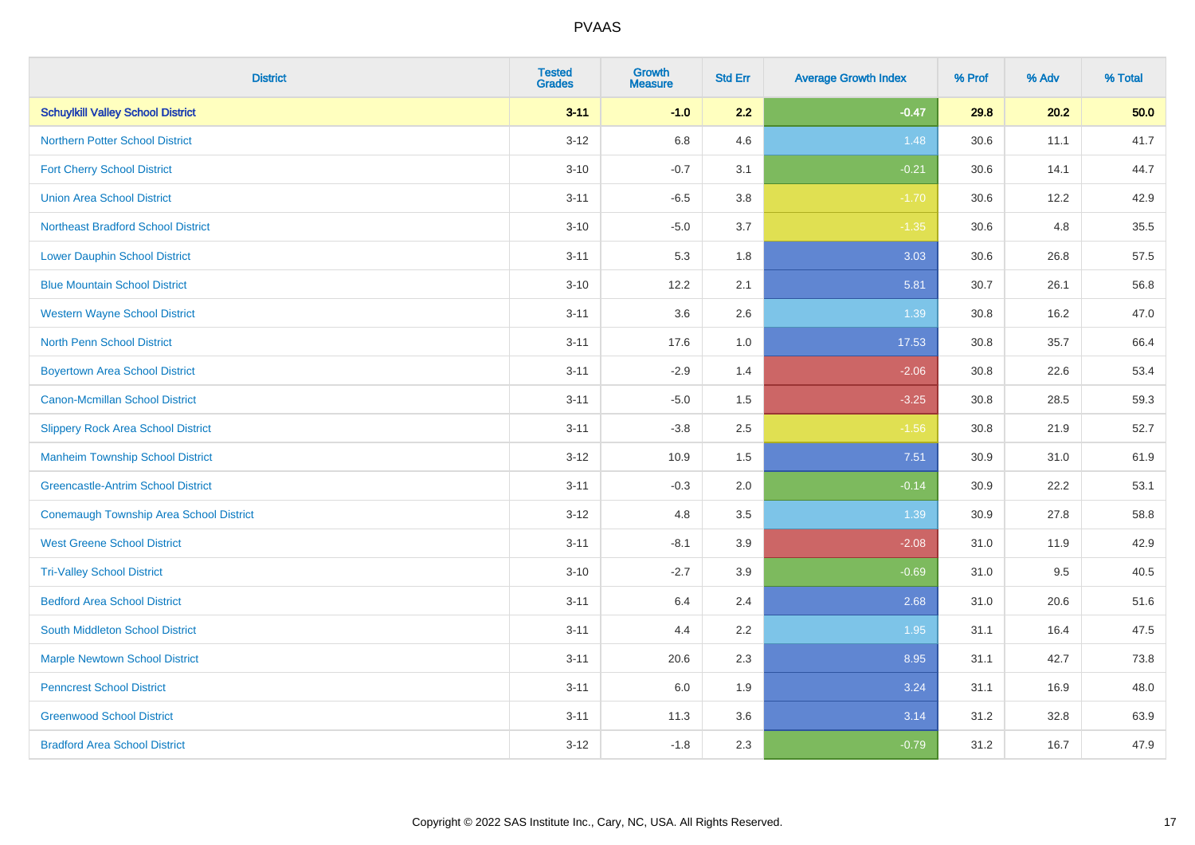| District | Tested Grades | Growth Measure | Std Err | Average Growth Index | % Prof | % Adv | % Total |
|---|---|---|---|---|---|---|---|
| **Schuylkill Valley School District** | **3-11** | **-1.0** | **2.2** | **-0.47** | **29.8** | **20.2** | **50.0** |
| Northern Potter School District | 3-12 | 6.8 | 4.6 | 1.48 | 30.6 | 11.1 | 41.7 |
| Fort Cherry School District | 3-10 | -0.7 | 3.1 | -0.21 | 30.6 | 14.1 | 44.7 |
| Union Area School District | 3-11 | -6.5 | 3.8 | -1.70 | 30.6 | 12.2 | 42.9 |
| Northeast Bradford School District | 3-10 | -5.0 | 3.7 | -1.35 | 30.6 | 4.8 | 35.5 |
| Lower Dauphin School District | 3-11 | 5.3 | 1.8 | 3.03 | 30.6 | 26.8 | 57.5 |
| Blue Mountain School District | 3-10 | 12.2 | 2.1 | 5.81 | 30.7 | 26.1 | 56.8 |
| Western Wayne School District | 3-11 | 3.6 | 2.6 | 1.39 | 30.8 | 16.2 | 47.0 |
| North Penn School District | 3-11 | 17.6 | 1.0 | 17.53 | 30.8 | 35.7 | 66.4 |
| Boyertown Area School District | 3-11 | -2.9 | 1.4 | -2.06 | 30.8 | 22.6 | 53.4 |
| Canon-Mcmillan School District | 3-11 | -5.0 | 1.5 | -3.25 | 30.8 | 28.5 | 59.3 |
| Slippery Rock Area School District | 3-11 | -3.8 | 2.5 | -1.56 | 30.8 | 21.9 | 52.7 |
| Manheim Township School District | 3-12 | 10.9 | 1.5 | 7.51 | 30.9 | 31.0 | 61.9 |
| Greencastle-Antrim School District | 3-11 | -0.3 | 2.0 | -0.14 | 30.9 | 22.2 | 53.1 |
| Conemaugh Township Area School District | 3-12 | 4.8 | 3.5 | 1.39 | 30.9 | 27.8 | 58.8 |
| West Greene School District | 3-11 | -8.1 | 3.9 | -2.08 | 31.0 | 11.9 | 42.9 |
| Tri-Valley School District | 3-10 | -2.7 | 3.9 | -0.69 | 31.0 | 9.5 | 40.5 |
| Bedford Area School District | 3-11 | 6.4 | 2.4 | 2.68 | 31.0 | 20.6 | 51.6 |
| South Middleton School District | 3-11 | 4.4 | 2.2 | 1.95 | 31.1 | 16.4 | 47.5 |
| Marple Newtown School District | 3-11 | 20.6 | 2.3 | 8.95 | 31.1 | 42.7 | 73.8 |
| Penncrest School District | 3-11 | 6.0 | 1.9 | 3.24 | 31.1 | 16.9 | 48.0 |
| Greenwood School District | 3-11 | 11.3 | 3.6 | 3.14 | 31.2 | 32.8 | 63.9 |
| Bradford Area School District | 3-12 | -1.8 | 2.3 | -0.79 | 31.2 | 16.7 | 47.9 |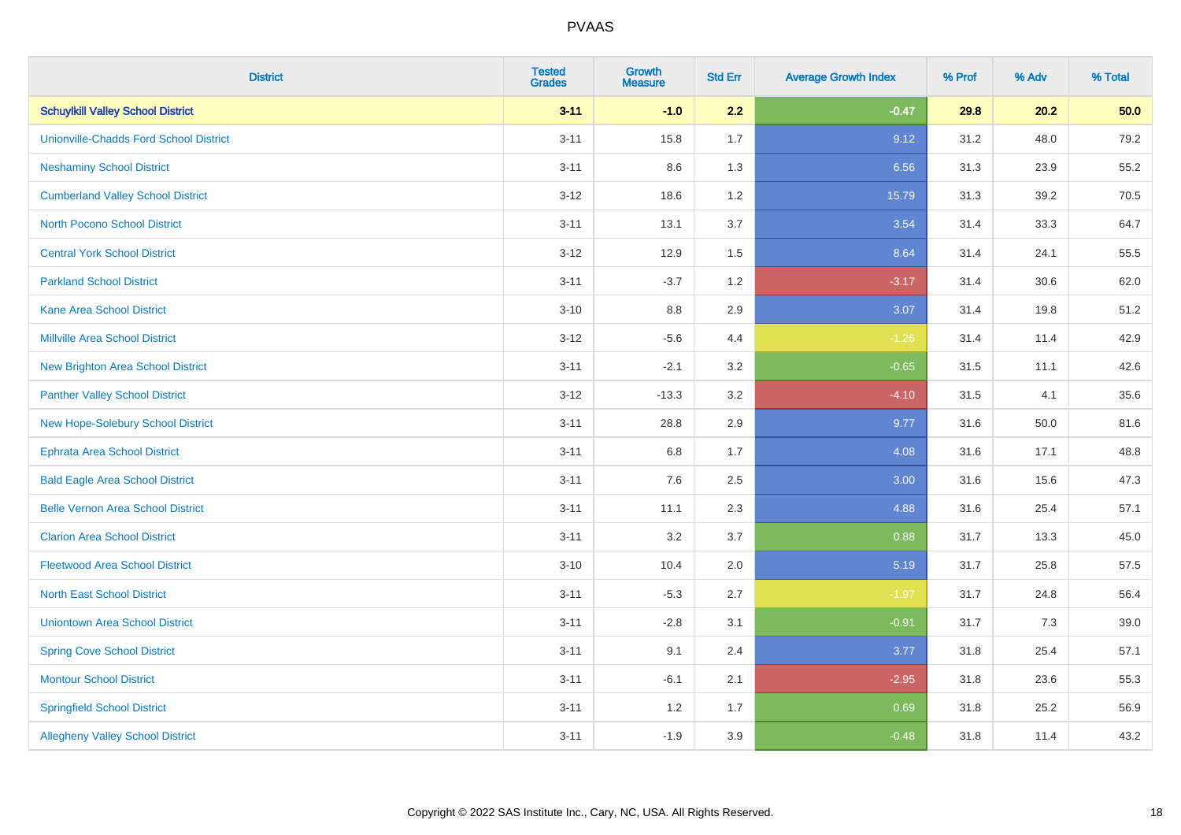# PVAAS

| District | Tested Grades | Growth Measure | Std Err | Average Growth Index | % Prof | % Adv | % Total |
|---|---|---|---|---|---|---|---|
| **Schuylkill Valley School District** | **3-11** | **-1.0** | **2.2** | **-0.47** | **29.8** | **20.2** | **50.0** |
| Unionville-Chadds Ford School District | 3-11 | 15.8 | 1.7 | 9.12 | 31.2 | 48.0 | 79.2 |
| Neshaminy School District | 3-11 | 8.6 | 1.3 | 6.56 | 31.3 | 23.9 | 55.2 |
| Cumberland Valley School District | 3-12 | 18.6 | 1.2 | 15.79 | 31.3 | 39.2 | 70.5 |
| North Pocono School District | 3-11 | 13.1 | 3.7 | 3.54 | 31.4 | 33.3 | 64.7 |
| Central York School District | 3-12 | 12.9 | 1.5 | 8.64 | 31.4 | 24.1 | 55.5 |
| Parkland School District | 3-11 | -3.7 | 1.2 | -3.17 | 31.4 | 30.6 | 62.0 |
| Kane Area School District | 3-10 | 8.8 | 2.9 | 3.07 | 31.4 | 19.8 | 51.2 |
| Millville Area School District | 3-12 | -5.6 | 4.4 | -1.26 | 31.4 | 11.4 | 42.9 |
| New Brighton Area School District | 3-11 | -2.1 | 3.2 | -0.65 | 31.5 | 11.1 | 42.6 |
| Panther Valley School District | 3-12 | -13.3 | 3.2 | -4.10 | 31.5 | 4.1 | 35.6 |
| New Hope-Solebury School District | 3-11 | 28.8 | 2.9 | 9.77 | 31.6 | 50.0 | 81.6 |
| Ephrata Area School District | 3-11 | 6.8 | 1.7 | 4.08 | 31.6 | 17.1 | 48.8 |
| Bald Eagle Area School District | 3-11 | 7.6 | 2.5 | 3.00 | 31.6 | 15.6 | 47.3 |
| Belle Vernon Area School District | 3-11 | 11.1 | 2.3 | 4.88 | 31.6 | 25.4 | 57.1 |
| Clarion Area School District | 3-11 | 3.2 | 3.7 | 0.88 | 31.7 | 13.3 | 45.0 |
| Fleetwood Area School District | 3-10 | 10.4 | 2.0 | 5.19 | 31.7 | 25.8 | 57.5 |
| North East School District | 3-11 | -5.3 | 2.7 | -1.97 | 31.7 | 24.8 | 56.4 |
| Uniontown Area School District | 3-11 | -2.8 | 3.1 | -0.91 | 31.7 | 7.3 | 39.0 |
| Spring Cove School District | 3-11 | 9.1 | 2.4 | 3.77 | 31.8 | 25.4 | 57.1 |
| Montour School District | 3-11 | -6.1 | 2.1 | -2.95 | 31.8 | 23.6 | 55.3 |
| Springfield School District | 3-11 | 1.2 | 1.7 | 0.69 | 31.8 | 25.2 | 56.9 |
| Allegheny Valley School District | 3-11 | -1.9 | 3.9 | -0.48 | 31.8 | 11.4 | 43.2 |

Copyright © 2022 SAS Institute Inc., Cary, NC, USA. All Rights Reserved.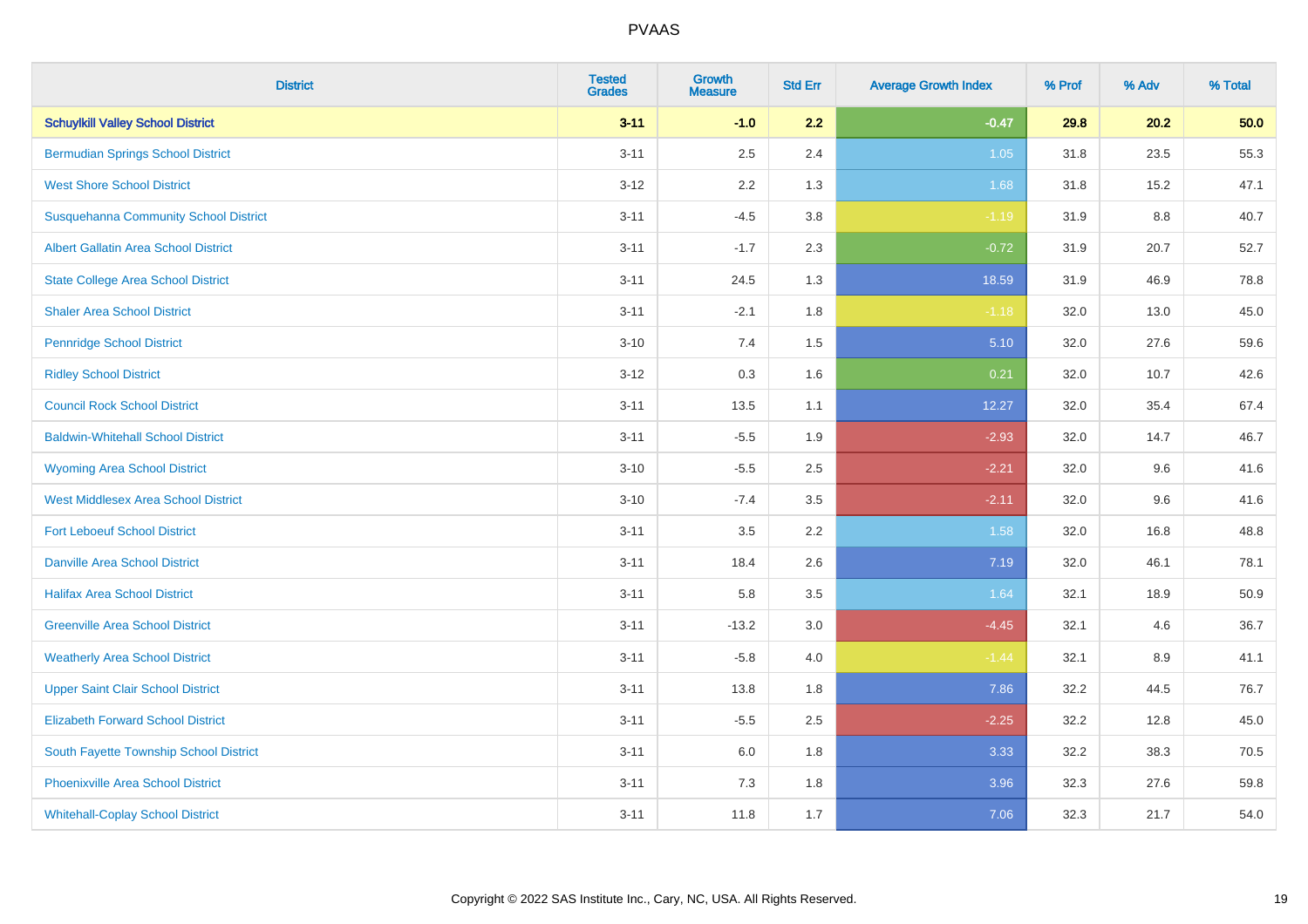| District | Tested Grades | Growth Measure | Std Err | Average Growth Index | % Prof | % Adv | % Total |
|---|---|---|---|---|---|---|---|
| **Schuylkill Valley School District** | **3-11** | **-1.0** | **2.2** | **-0.47** | **29.8** | **20.2** | **50.0** |
| Bermudian Springs School District | 3-11 | 2.5 | 2.4 | 1.05 | 31.8 | 23.5 | 55.3 |
| West Shore School District | 3-12 | 2.2 | 1.3 | 1.68 | 31.8 | 15.2 | 47.1 |
| Susquehanna Community School District | 3-11 | -4.5 | 3.8 | -1.19 | 31.9 | 8.8 | 40.7 |
| Albert Gallatin Area School District | 3-11 | -1.7 | 2.3 | -0.72 | 31.9 | 20.7 | 52.7 |
| State College Area School District | 3-11 | 24.5 | 1.3 | 18.59 | 31.9 | 46.9 | 78.8 |
| Shaler Area School District | 3-11 | -2.1 | 1.8 | -1.18 | 32.0 | 13.0 | 45.0 |
| Pennridge School District | 3-10 | 7.4 | 1.5 | 5.10 | 32.0 | 27.6 | 59.6 |
| Ridley School District | 3-12 | 0.3 | 1.6 | 0.21 | 32.0 | 10.7 | 42.6 |
| Council Rock School District | 3-11 | 13.5 | 1.1 | 12.27 | 32.0 | 35.4 | 67.4 |
| Baldwin-Whitehall School District | 3-11 | -5.5 | 1.9 | -2.93 | 32.0 | 14.7 | 46.7 |
| Wyoming Area School District | 3-10 | -5.5 | 2.5 | -2.21 | 32.0 | 9.6 | 41.6 |
| West Middlesex Area School District | 3-10 | -7.4 | 3.5 | -2.11 | 32.0 | 9.6 | 41.6 |
| Fort Leboeuf School District | 3-11 | 3.5 | 2.2 | 1.58 | 32.0 | 16.8 | 48.8 |
| Danville Area School District | 3-11 | 18.4 | 2.6 | 7.19 | 32.0 | 46.1 | 78.1 |
| Halifax Area School District | 3-11 | 5.8 | 3.5 | 1.64 | 32.1 | 18.9 | 50.9 |
| Greenville Area School District | 3-11 | -13.2 | 3.0 | -4.45 | 32.1 | 4.6 | 36.7 |
| Weatherly Area School District | 3-11 | -5.8 | 4.0 | -1.44 | 32.1 | 8.9 | 41.1 |
| Upper Saint Clair School District | 3-11 | 13.8 | 1.8 | 7.86 | 32.2 | 44.5 | 76.7 |
| Elizabeth Forward School District | 3-11 | -5.5 | 2.5 | -2.25 | 32.2 | 12.8 | 45.0 |
| South Fayette Township School District | 3-11 | 6.0 | 1.8 | 3.33 | 32.2 | 38.3 | 70.5 |
| Phoenixville Area School District | 3-11 | 7.3 | 1.8 | 3.96 | 32.3 | 27.6 | 59.8 |
| Whitehall-Coplay School District | 3-11 | 11.8 | 1.7 | 7.06 | 32.3 | 21.7 | 54.0 |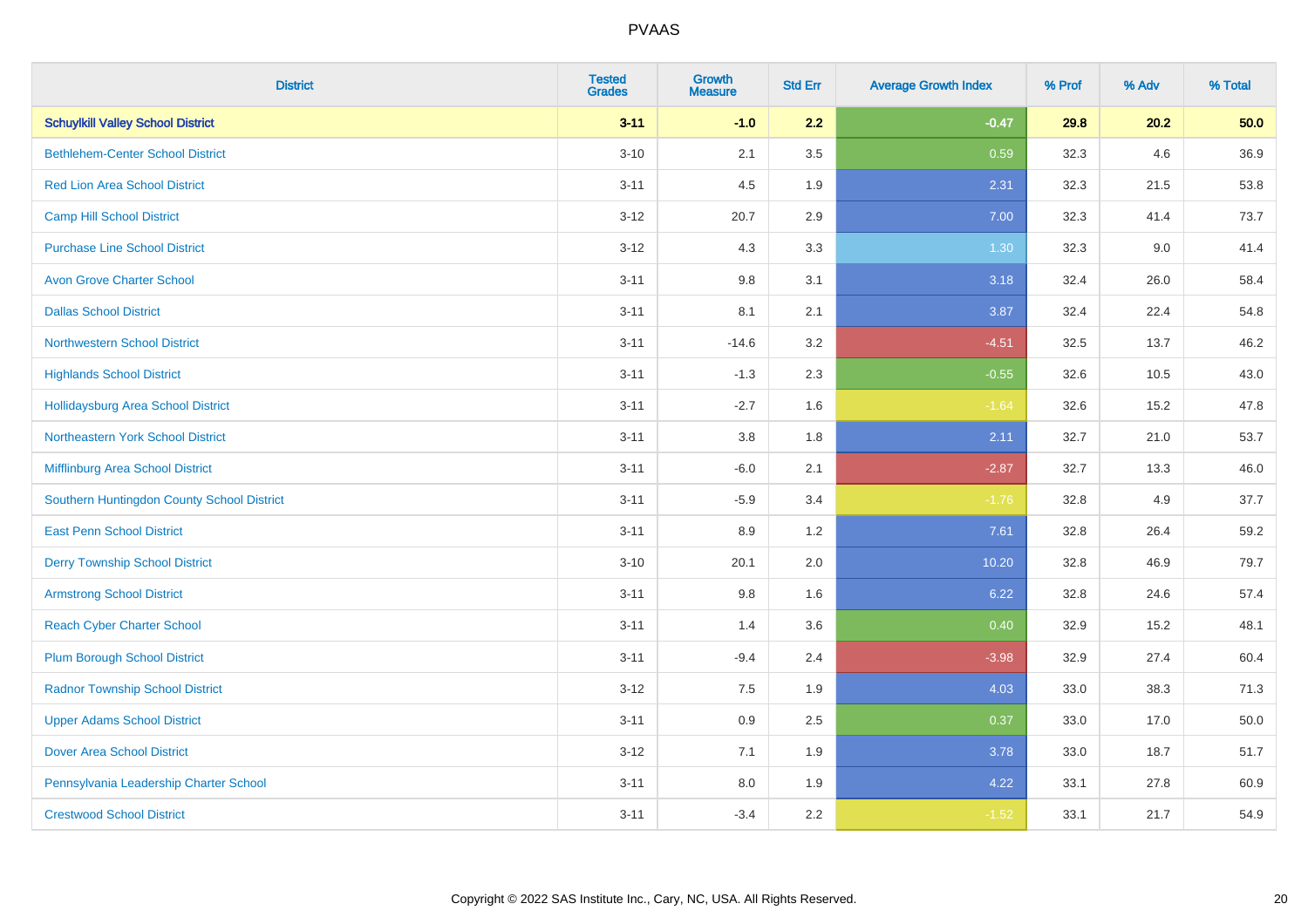# PVAAS

| District | Tested Grades | Growth Measure | Std Err | Average Growth Index | % Prof | % Adv | % Total |
|---|---|---|---|---|---|---|---|
| **Schuylkill Valley School District** | **3-11** | **-1.0** | **2.2** | **-0.47** | **29.8** | **20.2** | **50.0** |
| Bethlehem-Center School District | 3-10 | 2.1 | 3.5 | 0.59 | 32.3 | 4.6 | 36.9 |
| Red Lion Area School District | 3-11 | 4.5 | 1.9 | 2.31 | 32.3 | 21.5 | 53.8 |
| Camp Hill School District | 3-12 | 20.7 | 2.9 | 7.00 | 32.3 | 41.4 | 73.7 |
| Purchase Line School District | 3-12 | 4.3 | 3.3 | 1.30 | 32.3 | 9.0 | 41.4 |
| Avon Grove Charter School | 3-11 | 9.8 | 3.1 | 3.18 | 32.4 | 26.0 | 58.4 |
| Dallas School District | 3-11 | 8.1 | 2.1 | 3.87 | 32.4 | 22.4 | 54.8 |
| Northwestern School District | 3-11 | -14.6 | 3.2 | -4.51 | 32.5 | 13.7 | 46.2 |
| Highlands School District | 3-11 | -1.3 | 2.3 | -0.55 | 32.6 | 10.5 | 43.0 |
| Hollidaysburg Area School District | 3-11 | -2.7 | 1.6 | -1.64 | 32.6 | 15.2 | 47.8 |
| Northeastern York School District | 3-11 | 3.8 | 1.8 | 2.11 | 32.7 | 21.0 | 53.7 |
| Mifflinburg Area School District | 3-11 | -6.0 | 2.1 | -2.87 | 32.7 | 13.3 | 46.0 |
| Southern Huntingdon County School District | 3-11 | -5.9 | 3.4 | -1.76 | 32.8 | 4.9 | 37.7 |
| East Penn School District | 3-11 | 8.9 | 1.2 | 7.61 | 32.8 | 26.4 | 59.2 |
| Derry Township School District | 3-10 | 20.1 | 2.0 | 10.20 | 32.8 | 46.9 | 79.7 |
| Armstrong School District | 3-11 | 9.8 | 1.6 | 6.22 | 32.8 | 24.6 | 57.4 |
| Reach Cyber Charter School | 3-11 | 1.4 | 3.6 | 0.40 | 32.9 | 15.2 | 48.1 |
| Plum Borough School District | 3-11 | -9.4 | 2.4 | -3.98 | 32.9 | 27.4 | 60.4 |
| Radnor Township School District | 3-12 | 7.5 | 1.9 | 4.03 | 33.0 | 38.3 | 71.3 |
| Upper Adams School District | 3-11 | 0.9 | 2.5 | 0.37 | 33.0 | 17.0 | 50.0 |
| Dover Area School District | 3-12 | 7.1 | 1.9 | 3.78 | 33.0 | 18.7 | 51.7 |
| Pennsylvania Leadership Charter School | 3-11 | 8.0 | 1.9 | 4.22 | 33.1 | 27.8 | 60.9 |
| Crestwood School District | 3-11 | -3.4 | 2.2 | -1.52 | 33.1 | 21.7 | 54.9 |

Copyright © 2022 SAS Institute Inc., Cary, NC, USA. All Rights Reserved.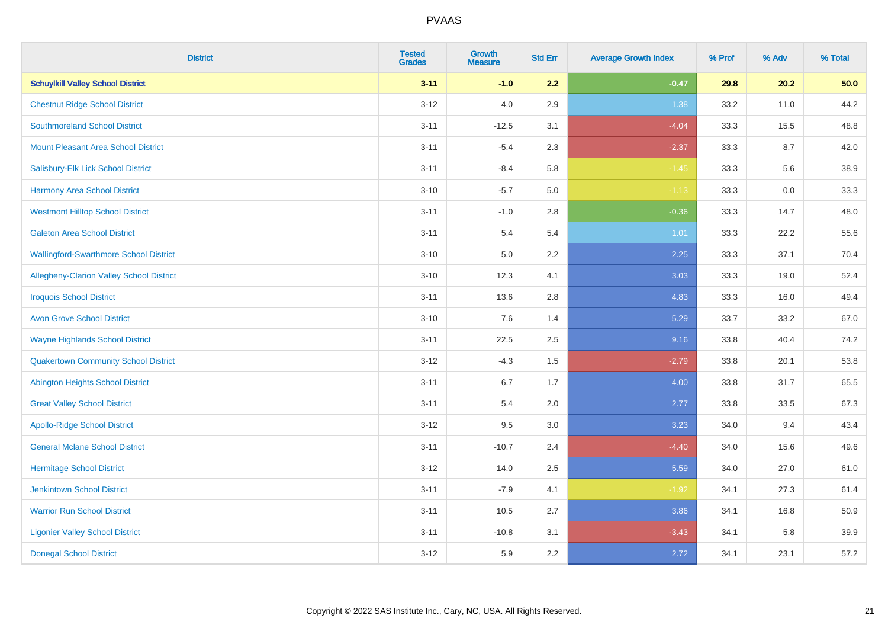# PVAAS

| District | Tested Grades | Growth Measure | Std Err | Average Growth Index | % Prof | % Adv | % Total |
|---|---|---|---|---|---|---|---|
| **Schuylkill Valley School District** | **3-11** | **-1.0** | **2.2** | **-0.47** | **29.8** | **20.2** | **50.0** |
| Chestnut Ridge School District | 3-12 | 4.0 | 2.9 | 1.38 | 33.2 | 11.0 | 44.2 |
| Southmoreland School District | 3-11 | -12.5 | 3.1 | -4.04 | 33.3 | 15.5 | 48.8 |
| Mount Pleasant Area School District | 3-11 | -5.4 | 2.3 | -2.37 | 33.3 | 8.7 | 42.0 |
| Salisbury-Elk Lick School District | 3-11 | -8.4 | 5.8 | -1.45 | 33.3 | 5.6 | 38.9 |
| Harmony Area School District | 3-10 | -5.7 | 5.0 | -1.13 | 33.3 | 0.0 | 33.3 |
| Westmont Hilltop School District | 3-11 | -1.0 | 2.8 | -0.36 | 33.3 | 14.7 | 48.0 |
| Galeton Area School District | 3-11 | 5.4 | 5.4 | 1.01 | 33.3 | 22.2 | 55.6 |
| Wallingford-Swarthmore School District | 3-10 | 5.0 | 2.2 | 2.25 | 33.3 | 37.1 | 70.4 |
| Allegheny-Clarion Valley School District | 3-10 | 12.3 | 4.1 | 3.03 | 33.3 | 19.0 | 52.4 |
| Iroquois School District | 3-11 | 13.6 | 2.8 | 4.83 | 33.3 | 16.0 | 49.4 |
| Avon Grove School District | 3-10 | 7.6 | 1.4 | 5.29 | 33.7 | 33.2 | 67.0 |
| Wayne Highlands School District | 3-11 | 22.5 | 2.5 | 9.16 | 33.8 | 40.4 | 74.2 |
| Quakertown Community School District | 3-12 | -4.3 | 1.5 | -2.79 | 33.8 | 20.1 | 53.8 |
| Abington Heights School District | 3-11 | 6.7 | 1.7 | 4.00 | 33.8 | 31.7 | 65.5 |
| Great Valley School District | 3-11 | 5.4 | 2.0 | 2.77 | 33.8 | 33.5 | 67.3 |
| Apollo-Ridge School District | 3-12 | 9.5 | 3.0 | 3.23 | 34.0 | 9.4 | 43.4 |
| General Mclane School District | 3-11 | -10.7 | 2.4 | -4.40 | 34.0 | 15.6 | 49.6 |
| Hermitage School District | 3-12 | 14.0 | 2.5 | 5.59 | 34.0 | 27.0 | 61.0 |
| Jenkintown School District | 3-11 | -7.9 | 4.1 | -1.92 | 34.1 | 27.3 | 61.4 |
| Warrior Run School District | 3-11 | 10.5 | 2.7 | 3.86 | 34.1 | 16.8 | 50.9 |
| Ligonier Valley School District | 3-11 | -10.8 | 3.1 | -3.43 | 34.1 | 5.8 | 39.9 |
| Donegal School District | 3-12 | 5.9 | 2.2 | 2.72 | 34.1 | 23.1 | 57.2 |

Copyright © 2022 SAS Institute Inc., Cary, NC, USA. All Rights Reserved.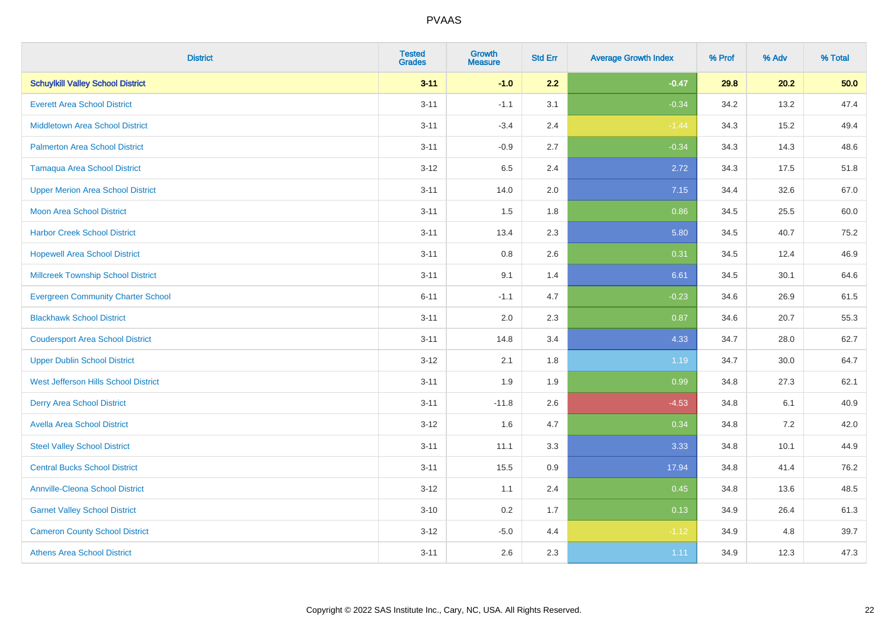PVAAS

| District | Tested Grades | Growth Measure | Std Err | Average Growth Index | % Prof | % Adv | % Total |
|---|---|---|---|---|---|---|---|
| **Schuylkill Valley School District** | **3-11** | **-1.0** | **2.2** | **-0.47** | **29.8** | **20.2** | **50.0** |
| Everett Area School District | 3-11 | -1.1 | 3.1 | -0.34 | 34.2 | 13.2 | 47.4 |
| Middletown Area School District | 3-11 | -3.4 | 2.4 | -1.44 | 34.3 | 15.2 | 49.4 |
| Palmerton Area School District | 3-11 | -0.9 | 2.7 | -0.34 | 34.3 | 14.3 | 48.6 |
| Tamaqua Area School District | 3-12 | 6.5 | 2.4 | 2.72 | 34.3 | 17.5 | 51.8 |
| Upper Merion Area School District | 3-11 | 14.0 | 2.0 | 7.15 | 34.4 | 32.6 | 67.0 |
| Moon Area School District | 3-11 | 1.5 | 1.8 | 0.86 | 34.5 | 25.5 | 60.0 |
| Harbor Creek School District | 3-11 | 13.4 | 2.3 | 5.80 | 34.5 | 40.7 | 75.2 |
| Hopewell Area School District | 3-11 | 0.8 | 2.6 | 0.31 | 34.5 | 12.4 | 46.9 |
| Millcreek Township School District | 3-11 | 9.1 | 1.4 | 6.61 | 34.5 | 30.1 | 64.6 |
| Evergreen Community Charter School | 6-11 | -1.1 | 4.7 | -0.23 | 34.6 | 26.9 | 61.5 |
| Blackhawk School District | 3-11 | 2.0 | 2.3 | 0.87 | 34.6 | 20.7 | 55.3 |
| Coudersport Area School District | 3-11 | 14.8 | 3.4 | 4.33 | 34.7 | 28.0 | 62.7 |
| Upper Dublin School District | 3-12 | 2.1 | 1.8 | 1.19 | 34.7 | 30.0 | 64.7 |
| West Jefferson Hills School District | 3-11 | 1.9 | 1.9 | 0.99 | 34.8 | 27.3 | 62.1 |
| Derry Area School District | 3-11 | -11.8 | 2.6 | -4.53 | 34.8 | 6.1 | 40.9 |
| Avella Area School District | 3-12 | 1.6 | 4.7 | 0.34 | 34.8 | 7.2 | 42.0 |
| Steel Valley School District | 3-11 | 11.1 | 3.3 | 3.33 | 34.8 | 10.1 | 44.9 |
| Central Bucks School District | 3-11 | 15.5 | 0.9 | 17.94 | 34.8 | 41.4 | 76.2 |
| Annville-Cleona School District | 3-12 | 1.1 | 2.4 | 0.45 | 34.8 | 13.6 | 48.5 |
| Garnet Valley School District | 3-10 | 0.2 | 1.7 | 0.13 | 34.9 | 26.4 | 61.3 |
| Cameron County School District | 3-12 | -5.0 | 4.4 | -1.12 | 34.9 | 4.8 | 39.7 |
| Athens Area School District | 3-11 | 2.6 | 2.3 | 1.11 | 34.9 | 12.3 | 47.3 |

Copyright © 2022 SAS Institute Inc., Cary, NC, USA. All Rights Reserved.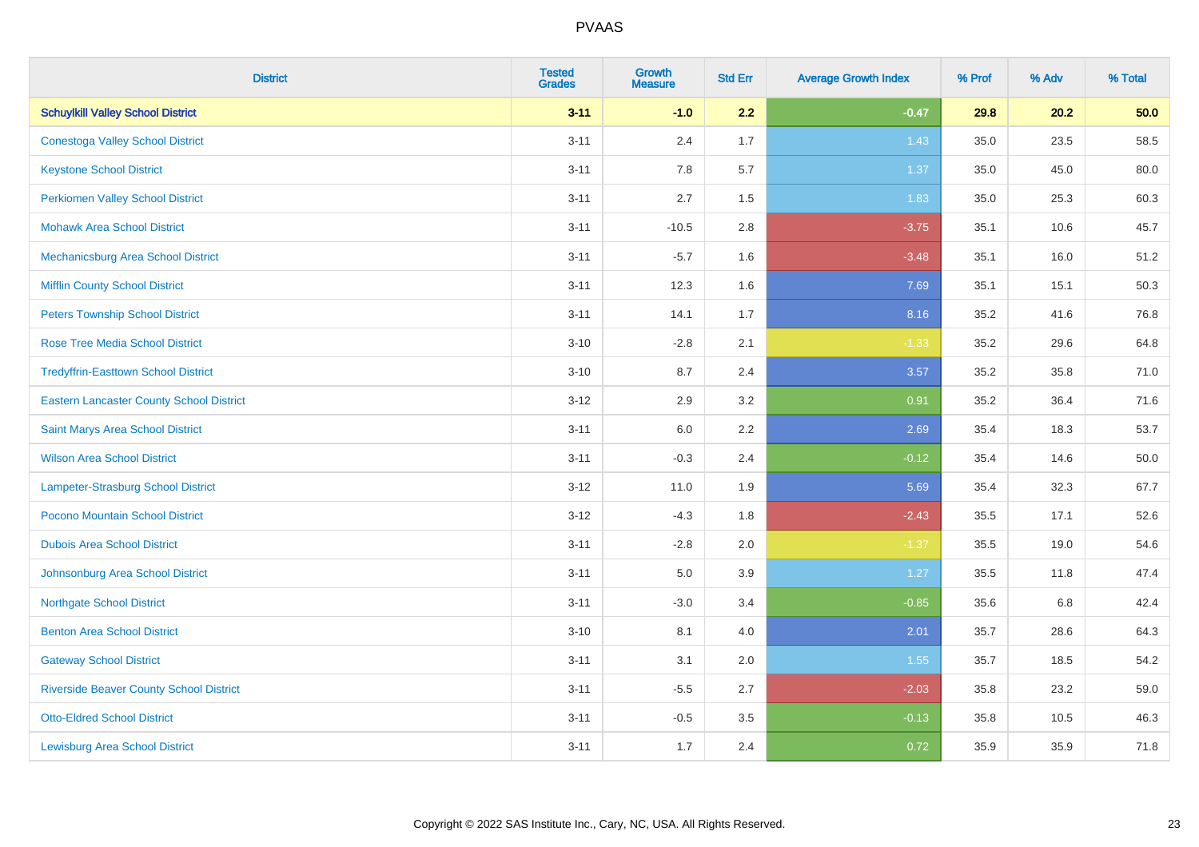# PVAAS

| District | Tested Grades | Growth Measure | Std Err | Average Growth Index | % Prof | % Adv | % Total |
|---|---|---|---|---|---|---|---|
| **Schuylkill Valley School District** | **3-11** | **-1.0** | **2.2** | **-0.47** | **29.8** | **20.2** | **50.0** |
| Conestoga Valley School District | 3-11 | 2.4 | 1.7 | 1.43 | 35.0 | 23.5 | 58.5 |
| Keystone School District | 3-11 | 7.8 | 5.7 | 1.37 | 35.0 | 45.0 | 80.0 |
| Perkiomen Valley School District | 3-11 | 2.7 | 1.5 | 1.83 | 35.0 | 25.3 | 60.3 |
| Mohawk Area School District | 3-11 | -10.5 | 2.8 | -3.75 | 35.1 | 10.6 | 45.7 |
| Mechanicsburg Area School District | 3-11 | -5.7 | 1.6 | -3.48 | 35.1 | 16.0 | 51.2 |
| Mifflin County School District | 3-11 | 12.3 | 1.6 | 7.69 | 35.1 | 15.1 | 50.3 |
| Peters Township School District | 3-11 | 14.1 | 1.7 | 8.16 | 35.2 | 41.6 | 76.8 |
| Rose Tree Media School District | 3-10 | -2.8 | 2.1 | -1.33 | 35.2 | 29.6 | 64.8 |
| Tredyffrin-Easttown School District | 3-10 | 8.7 | 2.4 | 3.57 | 35.2 | 35.8 | 71.0 |
| Eastern Lancaster County School District | 3-12 | 2.9 | 3.2 | 0.91 | 35.2 | 36.4 | 71.6 |
| Saint Marys Area School District | 3-11 | 6.0 | 2.2 | 2.69 | 35.4 | 18.3 | 53.7 |
| Wilson Area School District | 3-11 | -0.3 | 2.4 | -0.12 | 35.4 | 14.6 | 50.0 |
| Lampeter-Strasburg School District | 3-12 | 11.0 | 1.9 | 5.69 | 35.4 | 32.3 | 67.7 |
| Pocono Mountain School District | 3-12 | -4.3 | 1.8 | -2.43 | 35.5 | 17.1 | 52.6 |
| Dubois Area School District | 3-11 | -2.8 | 2.0 | -1.37 | 35.5 | 19.0 | 54.6 |
| Johnsonburg Area School District | 3-11 | 5.0 | 3.9 | 1.27 | 35.5 | 11.8 | 47.4 |
| Northgate School District | 3-11 | -3.0 | 3.4 | -0.85 | 35.6 | 6.8 | 42.4 |
| Benton Area School District | 3-10 | 8.1 | 4.0 | 2.01 | 35.7 | 28.6 | 64.3 |
| Gateway School District | 3-11 | 3.1 | 2.0 | 1.55 | 35.7 | 18.5 | 54.2 |
| Riverside Beaver County School District | 3-11 | -5.5 | 2.7 | -2.03 | 35.8 | 23.2 | 59.0 |
| Otto-Eldred School District | 3-11 | -0.5 | 3.5 | -0.13 | 35.8 | 10.5 | 46.3 |
| Lewisburg Area School District | 3-11 | 1.7 | 2.4 | 0.72 | 35.9 | 35.9 | 71.8 |

Copyright © 2022 SAS Institute Inc., Cary, NC, USA. All Rights Reserved.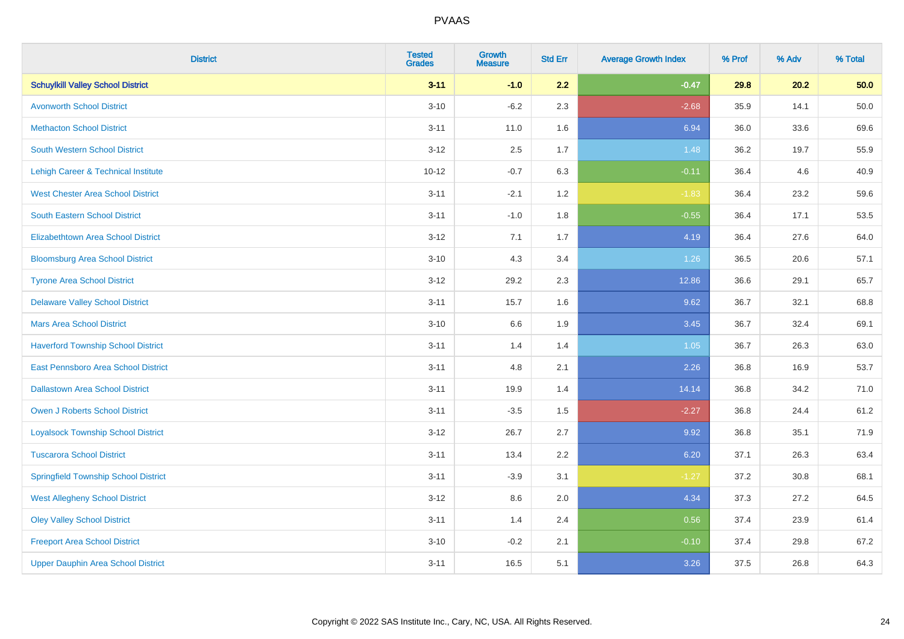# PVAAS

| District | Tested Grades | Growth Measure | Std Err | Average Growth Index | % Prof | % Adv | % Total |
|---|---|---|---|---|---|---|---|
| **Schuylkill Valley School District** | **3-11** | **-1.0** | **2.2** | **-0.47** | **29.8** | **20.2** | **50.0** |
| Avonworth School District | 3-10 | -6.2 | 2.3 | -2.68 | 35.9 | 14.1 | 50.0 |
| Methacton School District | 3-11 | 11.0 | 1.6 | 6.94 | 36.0 | 33.6 | 69.6 |
| South Western School District | 3-12 | 2.5 | 1.7 | 1.48 | 36.2 | 19.7 | 55.9 |
| Lehigh Career & Technical Institute | 10-12 | -0.7 | 6.3 | -0.11 | 36.4 | 4.6 | 40.9 |
| West Chester Area School District | 3-11 | -2.1 | 1.2 | -1.83 | 36.4 | 23.2 | 59.6 |
| South Eastern School District | 3-11 | -1.0 | 1.8 | -0.55 | 36.4 | 17.1 | 53.5 |
| Elizabethtown Area School District | 3-12 | 7.1 | 1.7 | 4.19 | 36.4 | 27.6 | 64.0 |
| Bloomsburg Area School District | 3-10 | 4.3 | 3.4 | 1.26 | 36.5 | 20.6 | 57.1 |
| Tyrone Area School District | 3-12 | 29.2 | 2.3 | 12.86 | 36.6 | 29.1 | 65.7 |
| Delaware Valley School District | 3-11 | 15.7 | 1.6 | 9.62 | 36.7 | 32.1 | 68.8 |
| Mars Area School District | 3-10 | 6.6 | 1.9 | 3.45 | 36.7 | 32.4 | 69.1 |
| Haverford Township School District | 3-11 | 1.4 | 1.4 | 1.05 | 36.7 | 26.3 | 63.0 |
| East Pennsboro Area School District | 3-11 | 4.8 | 2.1 | 2.26 | 36.8 | 16.9 | 53.7 |
| Dallastown Area School District | 3-11 | 19.9 | 1.4 | 14.14 | 36.8 | 34.2 | 71.0 |
| Owen J Roberts School District | 3-11 | -3.5 | 1.5 | -2.27 | 36.8 | 24.4 | 61.2 |
| Loyalsock Township School District | 3-12 | 26.7 | 2.7 | 9.92 | 36.8 | 35.1 | 71.9 |
| Tuscarora School District | 3-11 | 13.4 | 2.2 | 6.20 | 37.1 | 26.3 | 63.4 |
| Springfield Township School District | 3-11 | -3.9 | 3.1 | -1.27 | 37.2 | 30.8 | 68.1 |
| West Allegheny School District | 3-12 | 8.6 | 2.0 | 4.34 | 37.3 | 27.2 | 64.5 |
| Oley Valley School District | 3-11 | 1.4 | 2.4 | 0.56 | 37.4 | 23.9 | 61.4 |
| Freeport Area School District | 3-10 | -0.2 | 2.1 | -0.10 | 37.4 | 29.8 | 67.2 |
| Upper Dauphin Area School District | 3-11 | 16.5 | 5.1 | 3.26 | 37.5 | 26.8 | 64.3 |

Copyright © 2022 SAS Institute Inc., Cary, NC, USA. All Rights Reserved.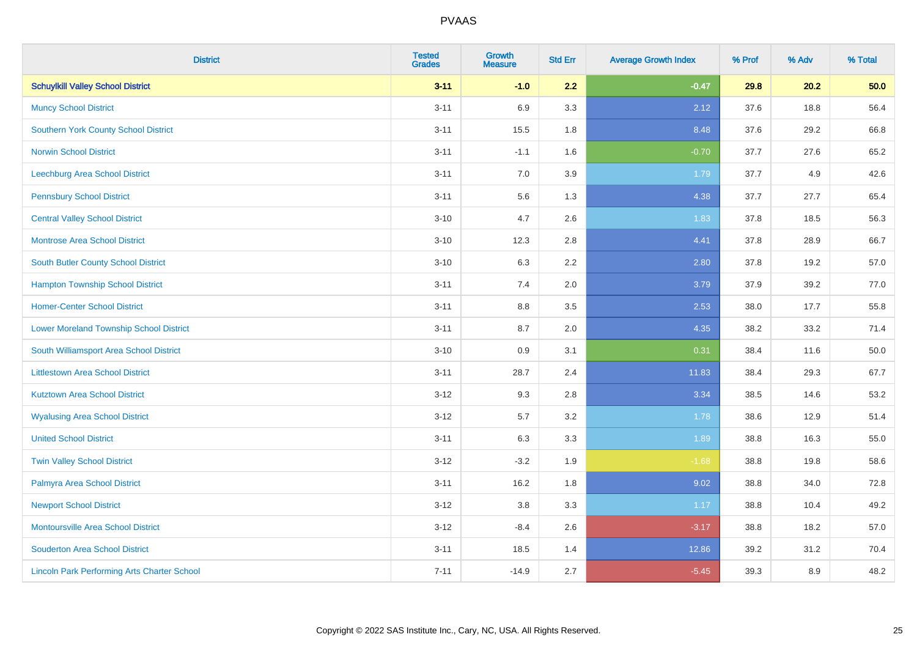# PVAAS

| District | Tested Grades | Growth Measure | Std Err | Average Growth Index | % Prof | % Adv | % Total |
|---|---|---|---|---|---|---|---|
| **Schuylkill Valley School District** | **3-11** | **-1.0** | **2.2** | **-0.47** | **29.8** | **20.2** | **50.0** |
| Muncy School District | 3-11 | 6.9 | 3.3 | 2.12 | 37.6 | 18.8 | 56.4 |
| Southern York County School District | 3-11 | 15.5 | 1.8 | 8.48 | 37.6 | 29.2 | 66.8 |
| Norwin School District | 3-11 | -1.1 | 1.6 | -0.70 | 37.7 | 27.6 | 65.2 |
| Leechburg Area School District | 3-11 | 7.0 | 3.9 | 1.79 | 37.7 | 4.9 | 42.6 |
| Pennsbury School District | 3-11 | 5.6 | 1.3 | 4.38 | 37.7 | 27.7 | 65.4 |
| Central Valley School District | 3-10 | 4.7 | 2.6 | 1.83 | 37.8 | 18.5 | 56.3 |
| Montrose Area School District | 3-10 | 12.3 | 2.8 | 4.41 | 37.8 | 28.9 | 66.7 |
| South Butler County School District | 3-10 | 6.3 | 2.2 | 2.80 | 37.8 | 19.2 | 57.0 |
| Hampton Township School District | 3-11 | 7.4 | 2.0 | 3.79 | 37.9 | 39.2 | 77.0 |
| Homer-Center School District | 3-11 | 8.8 | 3.5 | 2.53 | 38.0 | 17.7 | 55.8 |
| Lower Moreland Township School District | 3-11 | 8.7 | 2.0 | 4.35 | 38.2 | 33.2 | 71.4 |
| South Williamsport Area School District | 3-10 | 0.9 | 3.1 | 0.31 | 38.4 | 11.6 | 50.0 |
| Littlestown Area School District | 3-11 | 28.7 | 2.4 | 11.83 | 38.4 | 29.3 | 67.7 |
| Kutztown Area School District | 3-12 | 9.3 | 2.8 | 3.34 | 38.5 | 14.6 | 53.2 |
| Wyalusing Area School District | 3-12 | 5.7 | 3.2 | 1.78 | 38.6 | 12.9 | 51.4 |
| United School District | 3-11 | 6.3 | 3.3 | 1.89 | 38.8 | 16.3 | 55.0 |
| Twin Valley School District | 3-12 | -3.2 | 1.9 | -1.68 | 38.8 | 19.8 | 58.6 |
| Palmyra Area School District | 3-11 | 16.2 | 1.8 | 9.02 | 38.8 | 34.0 | 72.8 |
| Newport School District | 3-12 | 3.8 | 3.3 | 1.17 | 38.8 | 10.4 | 49.2 |
| Montoursville Area School District | 3-12 | -8.4 | 2.6 | -3.17 | 38.8 | 18.2 | 57.0 |
| Souderton Area School District | 3-11 | 18.5 | 1.4 | 12.86 | 39.2 | 31.2 | 70.4 |
| Lincoln Park Performing Arts Charter School | 7-11 | -14.9 | 2.7 | -5.45 | 39.3 | 8.9 | 48.2 |

Copyright © 2022 SAS Institute Inc., Cary, NC, USA. All Rights Reserved.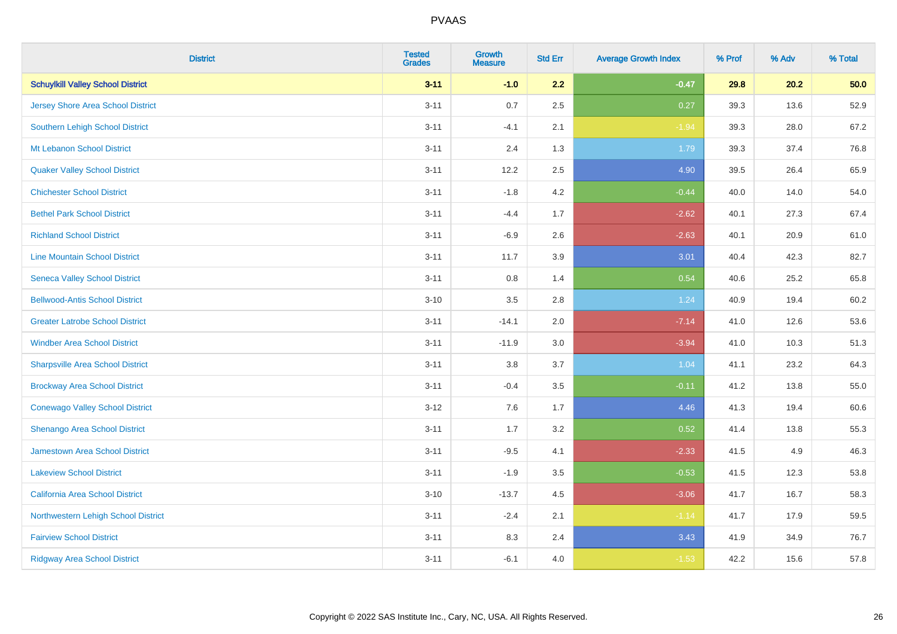# PVAAS

| District | Tested Grades | Growth Measure | Std Err | Average Growth Index | % Prof | % Adv | % Total |
|---|---|---|---|---|---|---|---|
| **Schuylkill Valley School District** | **3-11** | **-1.0** | **2.2** | **-0.47** | **29.8** | **20.2** | **50.0** |
| Jersey Shore Area School District | 3-11 | 0.7 | 2.5 | 0.27 | 39.3 | 13.6 | 52.9 |
| Southern Lehigh School District | 3-11 | -4.1 | 2.1 | -1.94 | 39.3 | 28.0 | 67.2 |
| Mt Lebanon School District | 3-11 | 2.4 | 1.3 | 1.79 | 39.3 | 37.4 | 76.8 |
| Quaker Valley School District | 3-11 | 12.2 | 2.5 | 4.90 | 39.5 | 26.4 | 65.9 |
| Chichester School District | 3-11 | -1.8 | 4.2 | -0.44 | 40.0 | 14.0 | 54.0 |
| Bethel Park School District | 3-11 | -4.4 | 1.7 | -2.62 | 40.1 | 27.3 | 67.4 |
| Richland School District | 3-11 | -6.9 | 2.6 | -2.63 | 40.1 | 20.9 | 61.0 |
| Line Mountain School District | 3-11 | 11.7 | 3.9 | 3.01 | 40.4 | 42.3 | 82.7 |
| Seneca Valley School District | 3-11 | 0.8 | 1.4 | 0.54 | 40.6 | 25.2 | 65.8 |
| Bellwood-Antis School District | 3-10 | 3.5 | 2.8 | 1.24 | 40.9 | 19.4 | 60.2 |
| Greater Latrobe School District | 3-11 | -14.1 | 2.0 | -7.14 | 41.0 | 12.6 | 53.6 |
| Windber Area School District | 3-11 | -11.9 | 3.0 | -3.94 | 41.0 | 10.3 | 51.3 |
| Sharpsville Area School District | 3-11 | 3.8 | 3.7 | 1.04 | 41.1 | 23.2 | 64.3 |
| Brockway Area School District | 3-11 | -0.4 | 3.5 | -0.11 | 41.2 | 13.8 | 55.0 |
| Conewago Valley School District | 3-12 | 7.6 | 1.7 | 4.46 | 41.3 | 19.4 | 60.6 |
| Shenango Area School District | 3-11 | 1.7 | 3.2 | 0.52 | 41.4 | 13.8 | 55.3 |
| Jamestown Area School District | 3-11 | -9.5 | 4.1 | -2.33 | 41.5 | 4.9 | 46.3 |
| Lakeview School District | 3-11 | -1.9 | 3.5 | -0.53 | 41.5 | 12.3 | 53.8 |
| California Area School District | 3-10 | -13.7 | 4.5 | -3.06 | 41.7 | 16.7 | 58.3 |
| Northwestern Lehigh School District | 3-11 | -2.4 | 2.1 | -1.14 | 41.7 | 17.9 | 59.5 |
| Fairview School District | 3-11 | 8.3 | 2.4 | 3.43 | 41.9 | 34.9 | 76.7 |
| Ridgway Area School District | 3-11 | -6.1 | 4.0 | -1.53 | 42.2 | 15.6 | 57.8 |

Copyright © 2022 SAS Institute Inc., Cary, NC, USA. All Rights Reserved.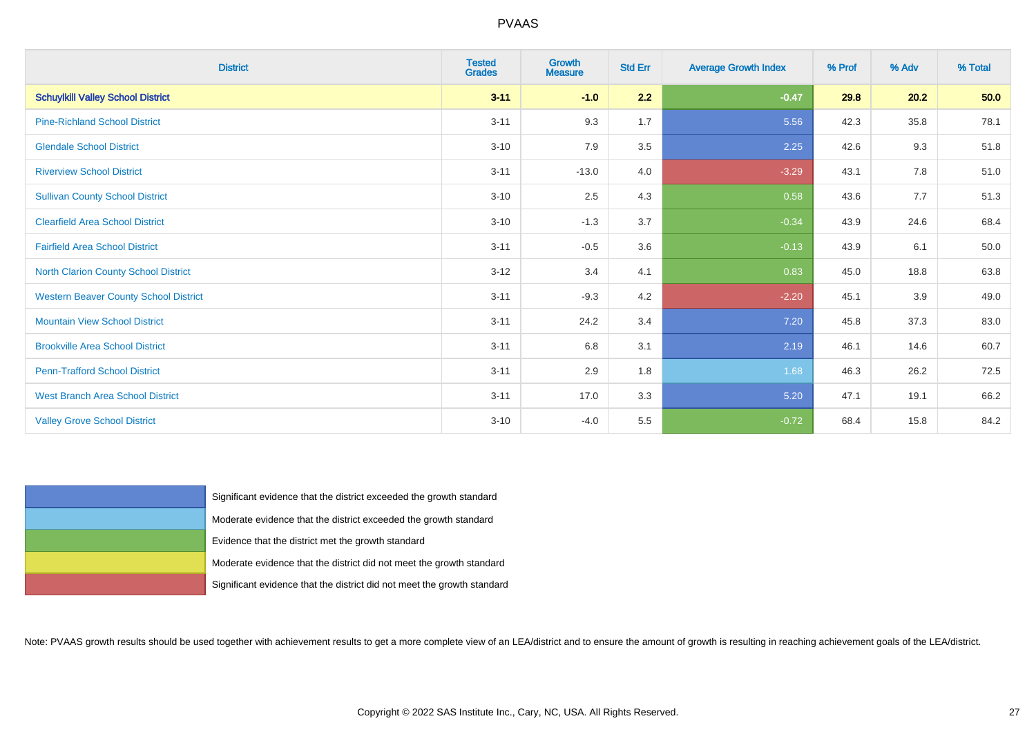PVAAS

| District | Tested Grades | Growth Measure | Std Err | Average Growth Index | % Prof | % Adv | % Total |
|---|---|---|---|---|---|---|---|
| **Schuylkill Valley School District** | **3-11** | **-1.0** | **2.2** | **-0.47** | **29.8** | **20.2** | **50.0** |
| Pine-Richland School District | 3-11 | 9.3 | 1.7 | 5.56 | 42.3 | 35.8 | 78.1 |
| Glendale School District | 3-10 | 7.9 | 3.5 | 2.25 | 42.6 | 9.3 | 51.8 |
| Riverview School District | 3-11 | -13.0 | 4.0 | -3.29 | 43.1 | 7.8 | 51.0 |
| Sullivan County School District | 3-10 | 2.5 | 4.3 | 0.58 | 43.6 | 7.7 | 51.3 |
| Clearfield Area School District | 3-10 | -1.3 | 3.7 | -0.34 | 43.9 | 24.6 | 68.4 |
| Fairfield Area School District | 3-11 | -0.5 | 3.6 | -0.13 | 43.9 | 6.1 | 50.0 |
| North Clarion County School District | 3-12 | 3.4 | 4.1 | 0.83 | 45.0 | 18.8 | 63.8 |
| Western Beaver County School District | 3-11 | -9.3 | 4.2 | -2.20 | 45.1 | 3.9 | 49.0 |
| Mountain View School District | 3-11 | 24.2 | 3.4 | 7.20 | 45.8 | 37.3 | 83.0 |
| Brookville Area School District | 3-11 | 6.8 | 3.1 | 2.19 | 46.1 | 14.6 | 60.7 |
| Penn-Trafford School District | 3-11 | 2.9 | 1.8 | 1.68 | 46.3 | 26.2 | 72.5 |
| West Branch Area School District | 3-11 | 17.0 | 3.3 | 5.20 | 47.1 | 19.1 | 66.2 |
| Valley Grove School District | 3-10 | -4.0 | 5.5 | -0.72 | 68.4 | 15.8 | 84.2 |

Significant evidence that the district exceeded the growth standard

Moderate evidence that the district exceeded the growth standard

Evidence that the district met the growth standard

Moderate evidence that the district did not meet the growth standard

Significant evidence that the district did not meet the growth standard

Note: PVAAS growth results should be used together with achievement results to get a more complete view of an LEA/district and to ensure the amount of growth is resulting in reaching achievement goals of the LEA/district.

Copyright © 2022 SAS Institute Inc., Cary, NC, USA. All Rights Reserved.